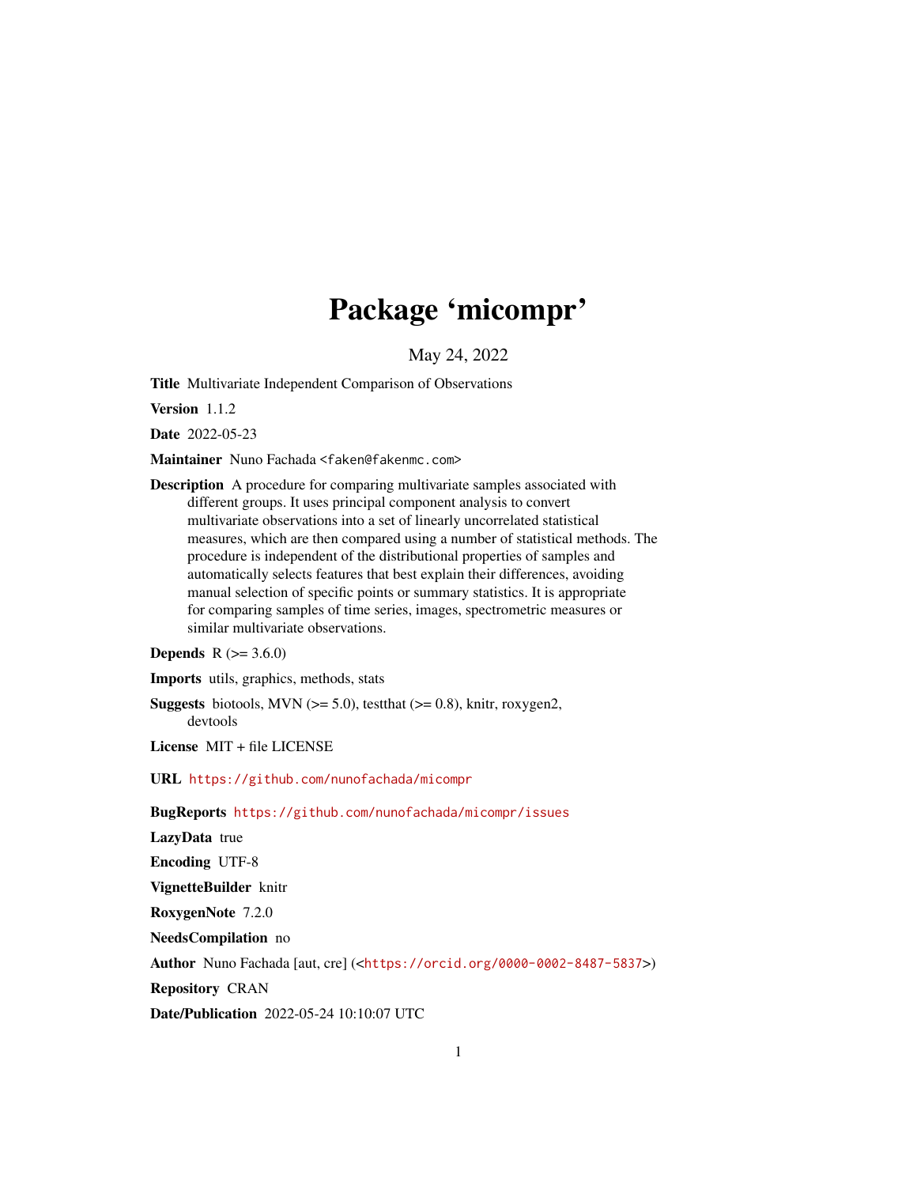# Package 'micompr'

May 24, 2022

**Title** Multivariate Independent Comparison of Observations

**Version** 1.1.2

**Date** 2022-05-23

**Maintainer** Nuno Fachada <faken@fakenmc.com>

**Description** A procedure for comparing multivariate samples associated with different groups. It uses principal component analysis to convert multivariate observations into a set of linearly uncorrelated statistical measures, which are then compared using a number of statistical methods. The procedure is independent of the distributional properties of samples and automatically selects features that best explain their differences, avoiding manual selection of specific points or summary statistics. It is appropriate for comparing samples of time series, images, spectrometric measures or similar multivariate observations.

**Depends** R (>= 3.6.0)

**Imports** utils, graphics, methods, stats

**Suggests** biotools, MVN (>= 5.0), testthat (>= 0.8), knitr, roxygen2, devtools

**License** MIT + file LICENSE

**URL** https://github.com/nunofachada/micompr

**BugReports** https://github.com/nunofachada/micompr/issues

**LazyData** true

**Encoding** UTF-8

**VignetteBuilder** knitr

**RoxygenNote** 7.2.0

**NeedsCompilation** no

**Author** Nuno Fachada [aut, cre] (<https://orcid.org/0000-0002-8487-5837>)

**Repository** CRAN

**Date/Publication** 2022-05-24 10:10:07 UTC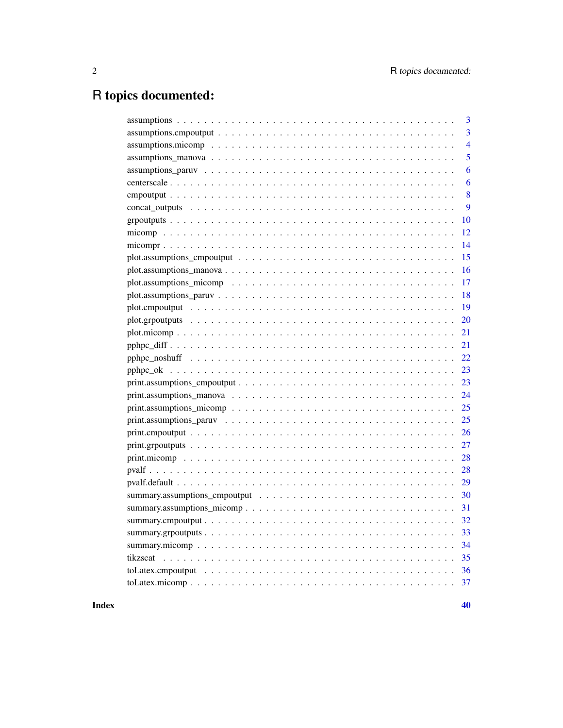# R topics documented:

| | |
|---|---|
| assumptions | 3 |
| assumptions.cmpoutput | 3 |
| assumptions.micomp | 4 |
| assumptions_manova | 5 |
| assumptions_paruv | 6 |
| centerscale | 6 |
| cmpoutput | 8 |
| concat_outputs | 9 |
| grpoutputs | 10 |
| micomp | 12 |
| micompr | 14 |
| plot.assumptions_cmpoutput | 15 |
| plot.assumptions_manova | 16 |
| plot.assumptions_micomp | 17 |
| plot.assumptions_paruv | 18 |
| plot.cmpoutput | 19 |
| plot.grpoutputs | 20 |
| plot.micomp | 21 |
| pphpc_diff | 21 |
| pphpc_noshuff | 22 |
| pphpc_ok | 23 |
| print.assumptions_cmpoutput | 23 |
| print.assumptions_manova | 24 |
| print.assumptions_micomp | 25 |
| print.assumptions_paruv | 25 |
| print.cmpoutput | 26 |
| print.grpoutputs | 27 |
| print.micomp | 28 |
| pvalf | 28 |
| pvalf.default | 29 |
| summary.assumptions_cmpoutput | 30 |
| summary.assumptions_micomp | 31 |
| summary.cmpoutput | 32 |
| summary.grpoutputs | 33 |
| summary.micomp | 34 |
| tikzscat | 35 |
| toLatex.cmpoutput | 36 |
| toLatex.micomp | 37 |

**Index** **40**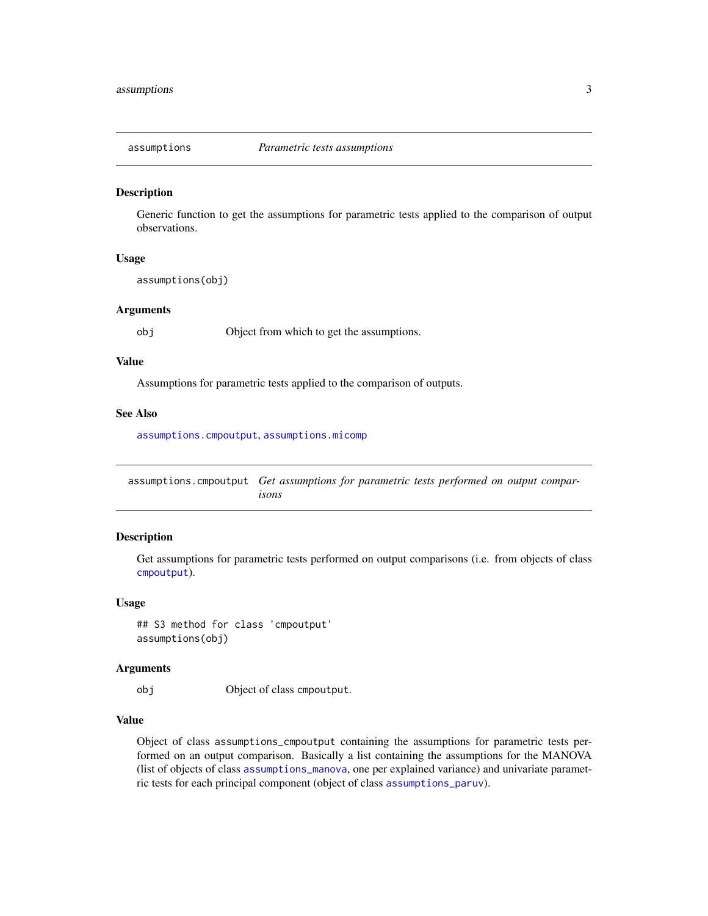## assumptions — *Parametric tests assumptions*

### Description

Generic function to get the assumptions for parametric tests applied to the comparison of output observations.

### Usage

```
assumptions(obj)
```

### Arguments

| | |
|---|---|
| `obj` | Object from which to get the assumptions. |

### Value

Assumptions for parametric tests applied to the comparison of outputs.

### See Also

`assumptions.cmpoutput`, `assumptions.micomp`

## assumptions.cmpoutput — *Get assumptions for parametric tests performed on output comparisons*

### Description

Get assumptions for parametric tests performed on output comparisons (i.e. from objects of class `cmpoutput`).

### Usage

```
## S3 method for class 'cmpoutput'
assumptions(obj)
```

### Arguments

| | |
|---|---|
| `obj` | Object of class `cmpoutput`. |

### Value

Object of class `assumptions_cmpoutput` containing the assumptions for parametric tests performed on an output comparison. Basically a list containing the assumptions for the MANOVA (list of objects of class `assumptions_manova`, one per explained variance) and univariate parametric tests for each principal component (object of class `assumptions_paruv`).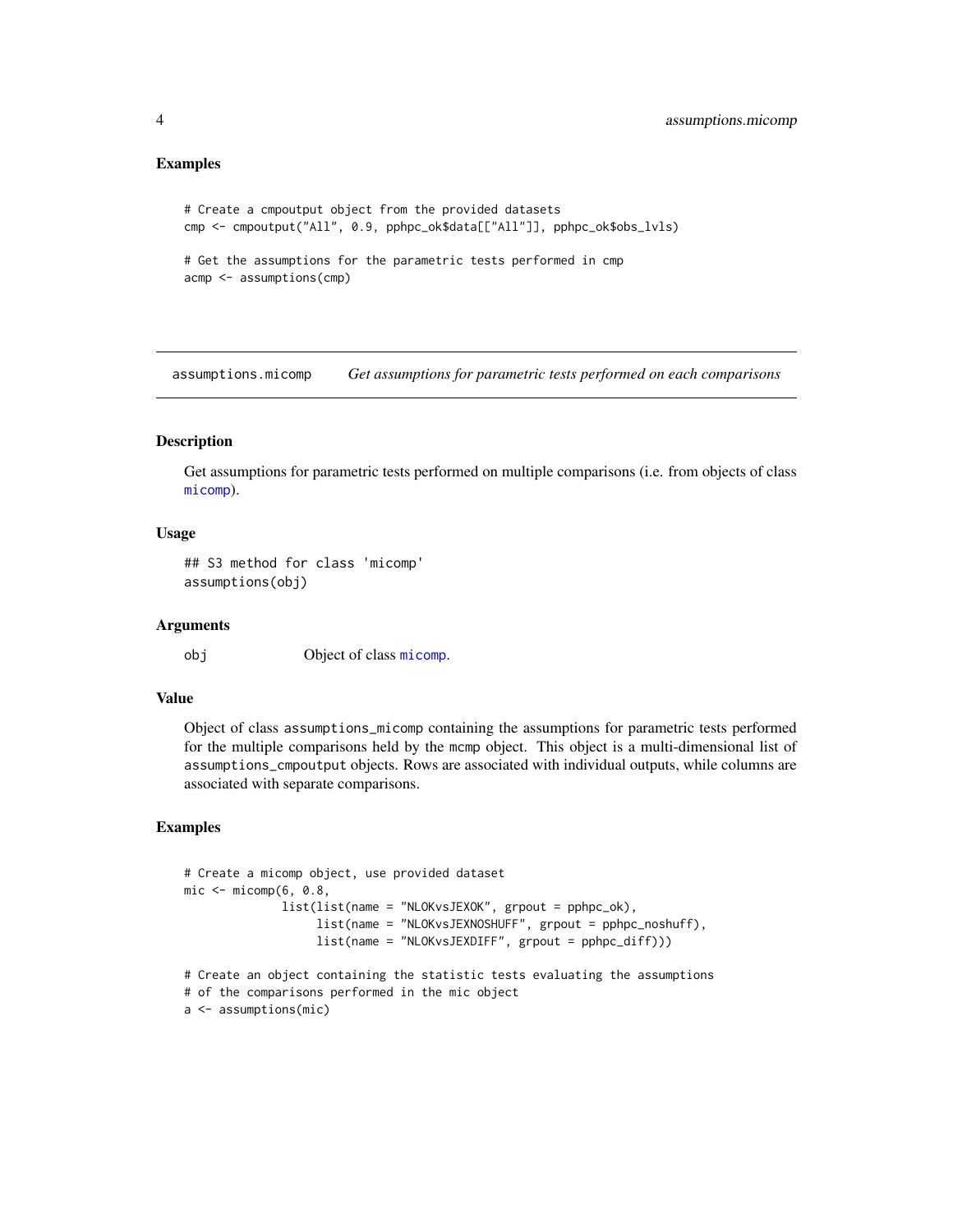### Examples

```
# Create a cmpoutput object from the provided datasets
cmp <- cmpoutput("All", 0.9, pphpc_ok$data[["All"]], pphpc_ok$obs_lvls)

# Get the assumptions for the parametric tests performed in cmp
acmp <- assumptions(cmp)
```

---

## assumptions.micomp *Get assumptions for parametric tests performed on each comparisons*

---

### Description

Get assumptions for parametric tests performed on multiple comparisons (i.e. from objects of class micomp).

### Usage

```
## S3 method for class 'micomp'
assumptions(obj)
```

### Arguments

| | |
|---|---|
| obj | Object of class micomp. |

### Value

Object of class assumptions_micomp containing the assumptions for parametric tests performed for the multiple comparisons held by the mcmp object. This object is a multi-dimensional list of assumptions_cmpoutput objects. Rows are associated with individual outputs, while columns are associated with separate comparisons.

### Examples

```
# Create a micomp object, use provided dataset
mic <- micomp(6, 0.8,
              list(list(name = "NLOKvsJEXOK", grpout = pphpc_ok),
                   list(name = "NLOKvsJEXNOSHUFF", grpout = pphpc_noshuff),
                   list(name = "NLOKvsJEXDIFF", grpout = pphpc_diff)))

# Create an object containing the statistic tests evaluating the assumptions
# of the comparisons performed in the mic object
a <- assumptions(mic)
```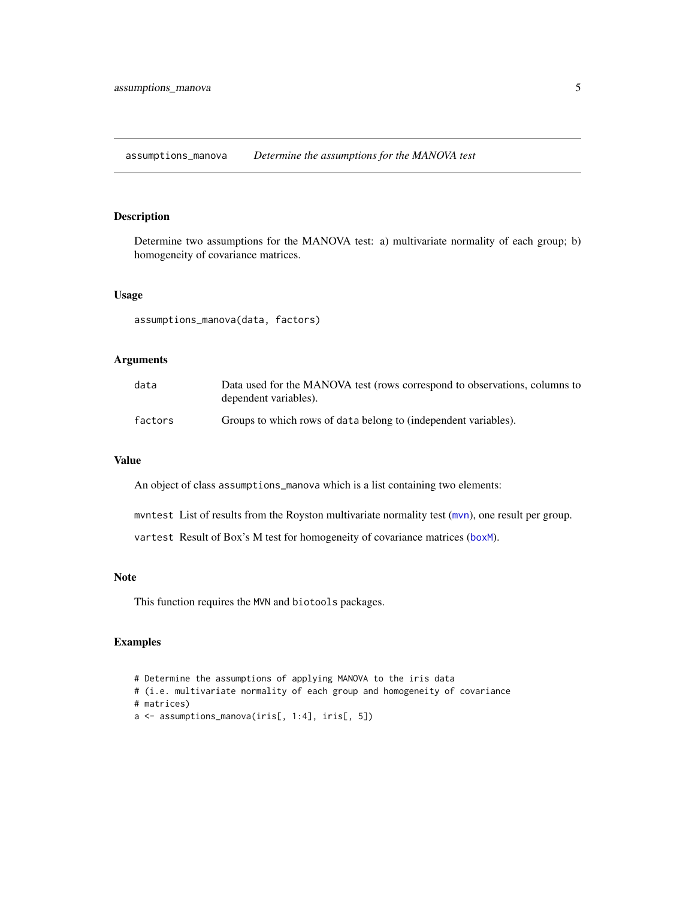## assumptions_manova — *Determine the assumptions for the MANOVA test*

### Description

Determine two assumptions for the MANOVA test: a) multivariate normality of each group; b) homogeneity of covariance matrices.

### Usage

```
assumptions_manova(data, factors)
```

### Arguments

| | |
|---|---|
| `data` | Data used for the MANOVA test (rows correspond to observations, columns to dependent variables). |
| `factors` | Groups to which rows of `data` belong to (independent variables). |

### Value

An object of class `assumptions_manova` which is a list containing two elements:

`mvntest` List of results from the Royston multivariate normality test (`mvn`), one result per group.

`vartest` Result of Box's M test for homogeneity of covariance matrices (`boxM`).

### Note

This function requires the `MVN` and `biotools` packages.

### Examples

```
# Determine the assumptions of applying MANOVA to the iris data
# (i.e. multivariate normality of each group and homogeneity of covariance
# matrices)
a <- assumptions_manova(iris[, 1:4], iris[, 5])
```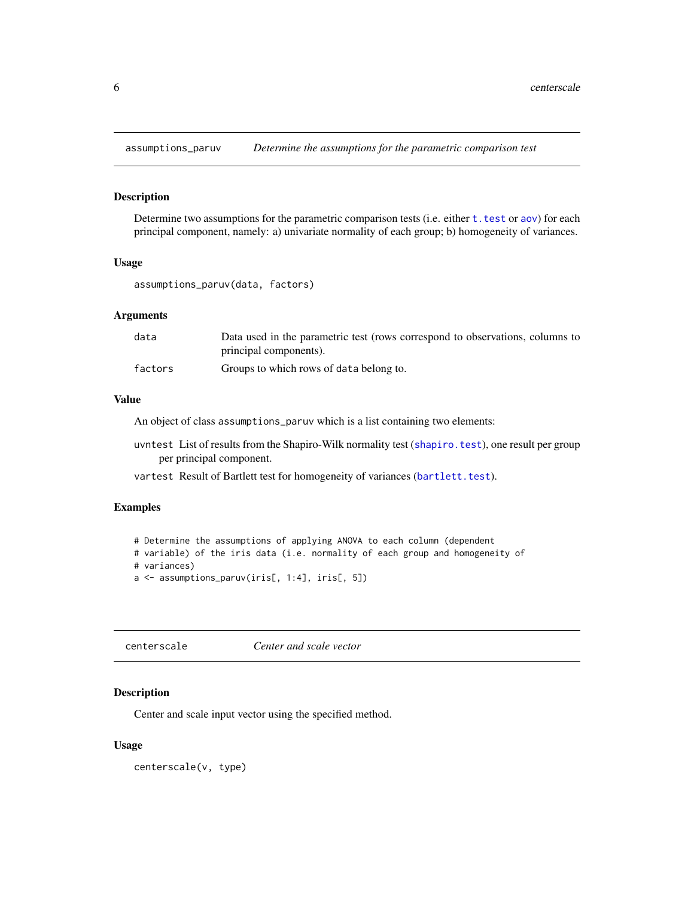## assumptions_paruv — *Determine the assumptions for the parametric comparison test*

### Description

Determine two assumptions for the parametric comparison tests (i.e. either `t.test` or `aov`) for each principal component, namely: a) univariate normality of each group; b) homogeneity of variances.

### Usage

```
assumptions_paruv(data, factors)
```

### Arguments

| | |
|---|---|
| `data` | Data used in the parametric test (rows correspond to observations, columns to principal components). |
| `factors` | Groups to which rows of `data` belong to. |

### Value

An object of class `assumptions_paruv` which is a list containing two elements:

- `uvntest` List of results from the Shapiro-Wilk normality test (`shapiro.test`), one result per group per principal component.
- `vartest` Result of Bartlett test for homogeneity of variances (`bartlett.test`).

### Examples

```
# Determine the assumptions of applying ANOVA to each column (dependent
# variable) of the iris data (i.e. normality of each group and homogeneity of
# variances)
a <- assumptions_paruv(iris[, 1:4], iris[, 5])
```

## centerscale — *Center and scale vector*

### Description

Center and scale input vector using the specified method.

### Usage

```
centerscale(v, type)
```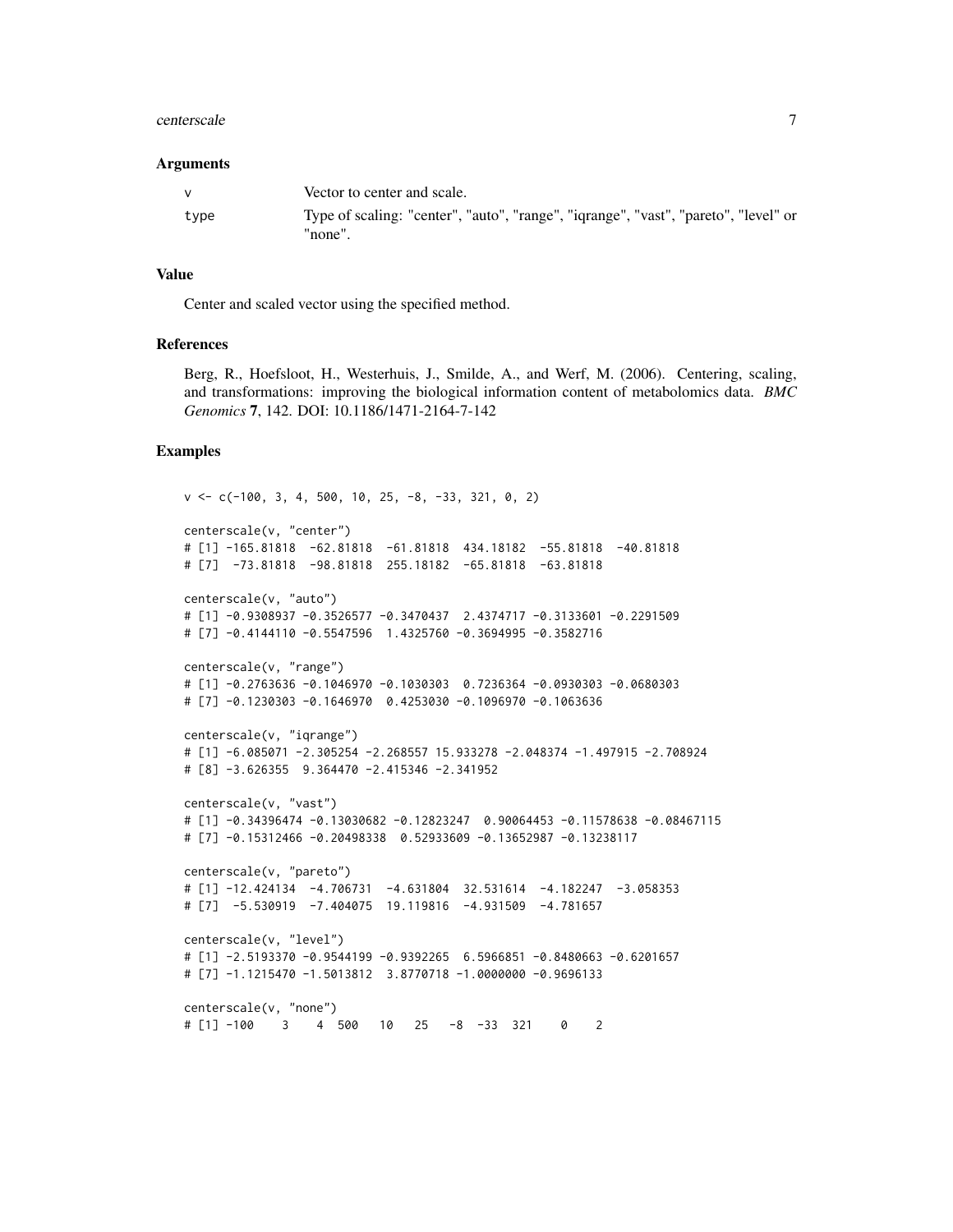### Arguments

| | |
|---|---|
| v | Vector to center and scale. |
| type | Type of scaling: "center", "auto", "range", "iqrange", "vast", "pareto", "level" or "none". |

### Value

Center and scaled vector using the specified method.

### References

Berg, R., Hoefsloot, H., Westerhuis, J., Smilde, A., and Werf, M. (2006). Centering, scaling, and transformations: improving the biological information content of metabolomics data. *BMC Genomics* **7**, 142. DOI: 10.1186/1471-2164-7-142

### Examples

```
v <- c(-100, 3, 4, 500, 10, 25, -8, -33, 321, 0, 2)

centerscale(v, "center")
# [1] -165.81818  -62.81818  -61.81818  434.18182  -55.81818  -40.81818
# [7]  -73.81818  -98.81818  255.18182  -65.81818  -63.81818

centerscale(v, "auto")
# [1] -0.9308937 -0.3526577 -0.3470437  2.4374717 -0.3133601 -0.2291509
# [7] -0.4144110 -0.5547596  1.4325760 -0.3694995 -0.3582716

centerscale(v, "range")
# [1] -0.2763636 -0.1046970 -0.1030303  0.7236364 -0.0930303 -0.0680303
# [7] -0.1230303 -0.1646970  0.4253030 -0.1096970 -0.1063636

centerscale(v, "iqrange")
# [1] -6.085071 -2.305254 -2.268557 15.933278 -2.048374 -1.497915 -2.708924
# [8] -3.626355  9.364470 -2.415346 -2.341952

centerscale(v, "vast")
# [1] -0.34396474 -0.13030682 -0.12823247  0.90064453 -0.11578638 -0.08467115
# [7] -0.15312466 -0.20498338  0.52933609 -0.13652987 -0.13238117

centerscale(v, "pareto")
# [1] -12.424134  -4.706731  -4.631804  32.531614  -4.182247  -3.058353
# [7]  -5.530919  -7.404075  19.119816  -4.931509  -4.781657

centerscale(v, "level")
# [1] -2.5193370 -0.9544199 -0.9392265  6.5966851 -0.8480663 -0.6201657
# [7] -1.1215470 -1.5013812  3.8770718 -1.0000000 -0.9696133

centerscale(v, "none")
# [1] -100    3    4  500   10   25   -8  -33  321    0    2
```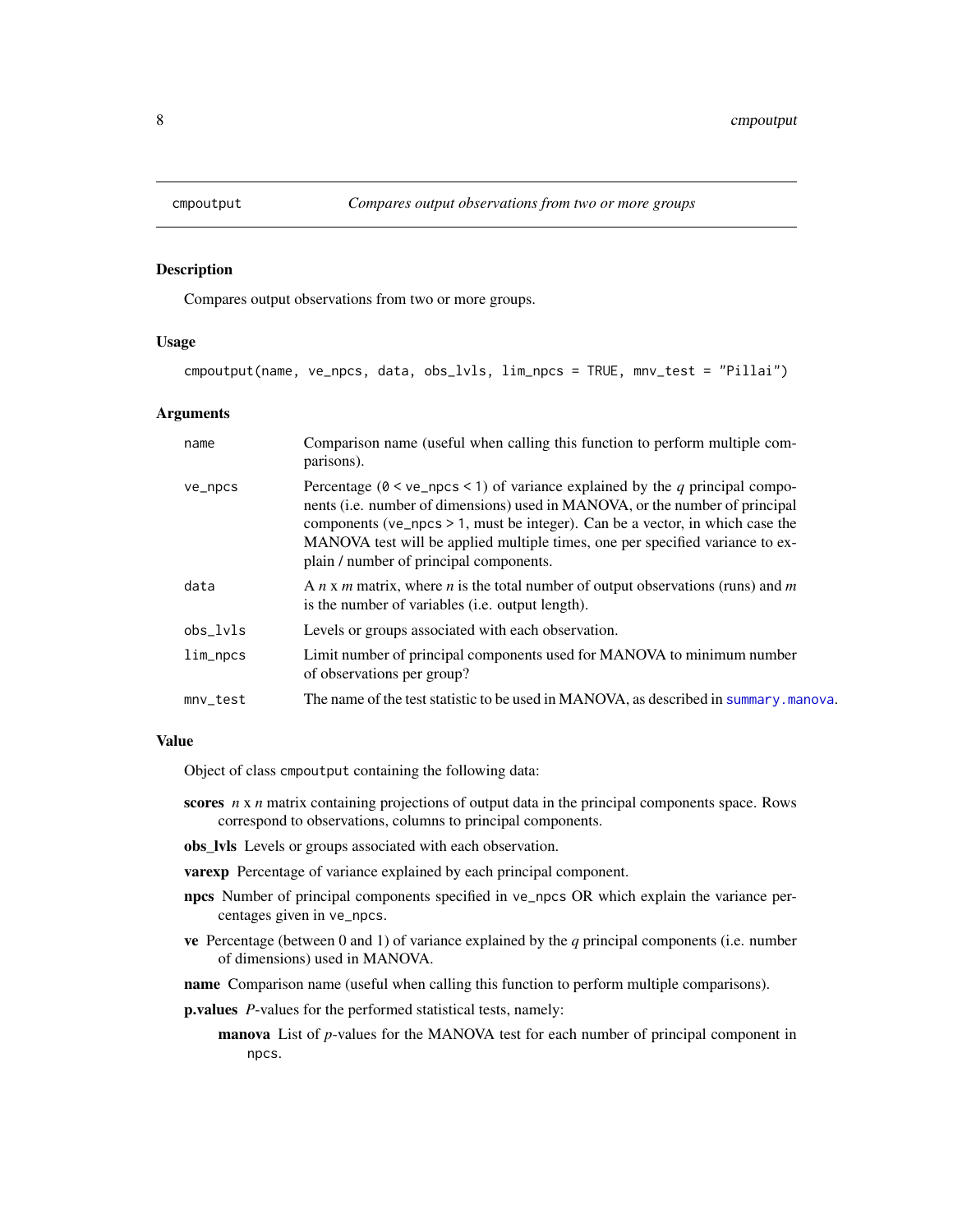# cmpoutput — *Compares output observations from two or more groups*

## Description

Compares output observations from two or more groups.

## Usage

```
cmpoutput(name, ve_npcs, data, obs_lvls, lim_npcs = TRUE, mnv_test = "Pillai")
```

## Arguments

| | |
|---|---|
| `name` | Comparison name (useful when calling this function to perform multiple comparisons). |
| `ve_npcs` | Percentage (`0 < ve_npcs < 1`) of variance explained by the $q$ principal components (i.e. number of dimensions) used in MANOVA, or the number of principal components (`ve_npcs > 1`, must be integer). Can be a vector, in which case the MANOVA test will be applied multiple times, one per specified variance to explain / number of principal components. |
| `data` | A $n$ x $m$ matrix, where $n$ is the total number of output observations (runs) and $m$ is the number of variables (i.e. output length). |
| `obs_lvls` | Levels or groups associated with each observation. |
| `lim_npcs` | Limit number of principal components used for MANOVA to minimum number of observations per group? |
| `mnv_test` | The name of the test statistic to be used in MANOVA, as described in `summary.manova`. |

## Value

Object of class `cmpoutput` containing the following data:

**scores** $n$ x $n$ matrix containing projections of output data in the principal components space. Rows correspond to observations, columns to principal components.

**obs_lvls** Levels or groups associated with each observation.

**varexp** Percentage of variance explained by each principal component.

**npcs** Number of principal components specified in `ve_npcs` OR which explain the variance percentages given in `ve_npcs`.

**ve** Percentage (between 0 and 1) of variance explained by the $q$ principal components (i.e. number of dimensions) used in MANOVA.

**name** Comparison name (useful when calling this function to perform multiple comparisons).

**p.values** *P*-values for the performed statistical tests, namely:

- **manova** List of $p$-values for the MANOVA test for each number of principal component in `npcs`.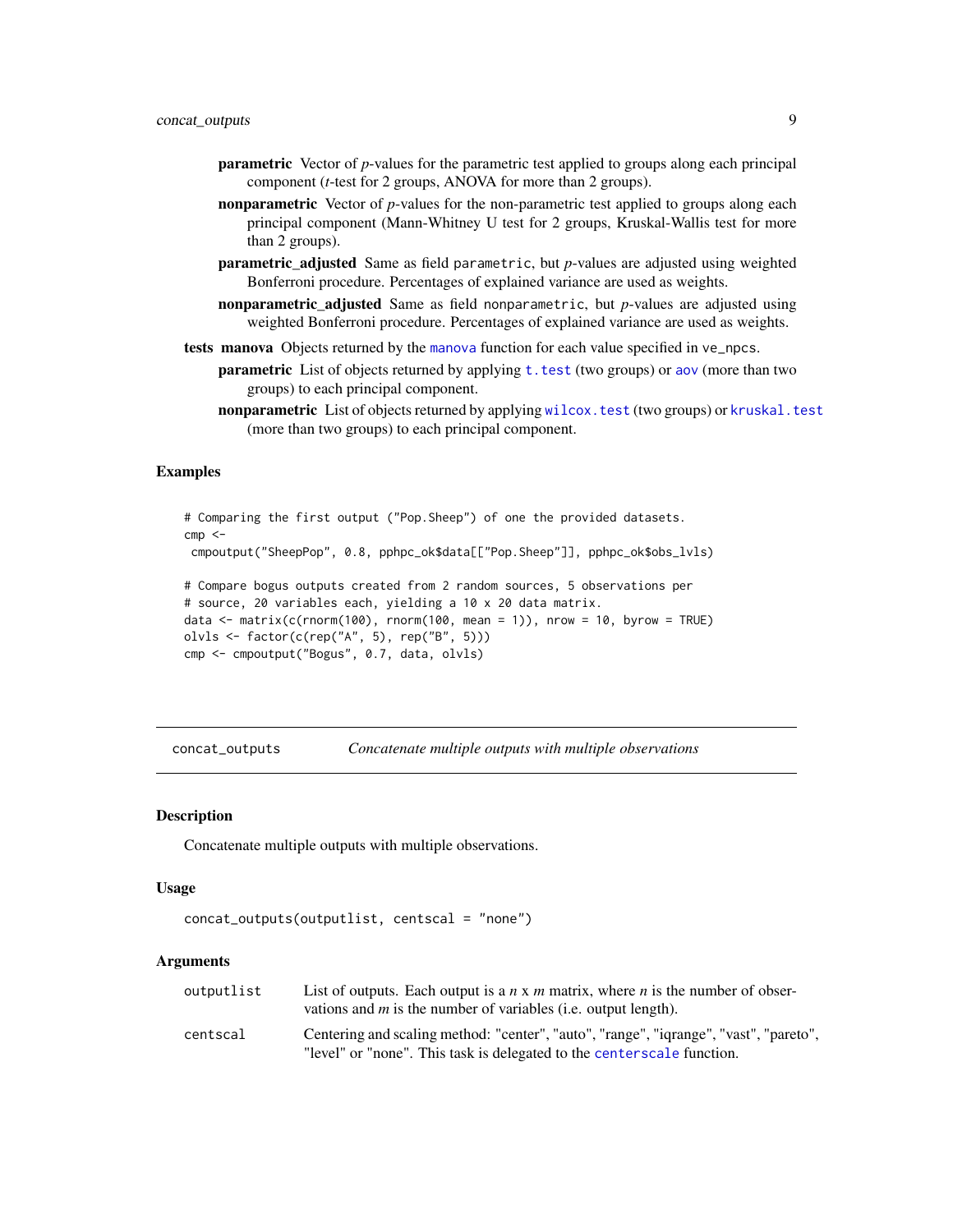- **parametric** Vector of *p*-values for the parametric test applied to groups along each principal component (*t*-test for 2 groups, ANOVA for more than 2 groups).
- **nonparametric** Vector of *p*-values for the non-parametric test applied to groups along each principal component (Mann-Whitney U test for 2 groups, Kruskal-Wallis test for more than 2 groups).
- **parametric_adjusted** Same as field `parametric`, but *p*-values are adjusted using weighted Bonferroni procedure. Percentages of explained variance are used as weights.
- **nonparametric_adjusted** Same as field `nonparametric`, but *p*-values are adjusted using weighted Bonferroni procedure. Percentages of explained variance are used as weights.

**tests manova** Objects returned by the `manova` function for each value specified in `ve_npcs`.

- **parametric** List of objects returned by applying `t.test` (two groups) or `aov` (more than two groups) to each principal component.
- **nonparametric** List of objects returned by applying `wilcox.test` (two groups) or `kruskal.test` (more than two groups) to each principal component.

### Examples

```
# Comparing the first output ("Pop.Sheep") of one the provided datasets.
cmp <-
 cmpoutput("SheepPop", 0.8, pphpc_ok$data[["Pop.Sheep"]], pphpc_ok$obs_lvls)

# Compare bogus outputs created from 2 random sources, 5 observations per
# source, 20 variables each, yielding a 10 x 20 data matrix.
data <- matrix(c(rnorm(100), rnorm(100, mean = 1)), nrow = 10, byrow = TRUE)
olvls <- factor(c(rep("A", 5), rep("B", 5)))
cmp <- cmpoutput("Bogus", 0.7, data, olvls)
```

---

## concat_outputs — *Concatenate multiple outputs with multiple observations*

### Description

Concatenate multiple outputs with multiple observations.

### Usage

```
concat_outputs(outputlist, centscal = "none")
```

### Arguments

| | |
|---|---|
| `outputlist` | List of outputs. Each output is a *n* x *m* matrix, where *n* is the number of observations and *m* is the number of variables (i.e. output length). |
| `centscal` | Centering and scaling method: "center", "auto", "range", "iqrange", "vast", "pareto", "level" or "none". This task is delegated to the `centerscale` function. |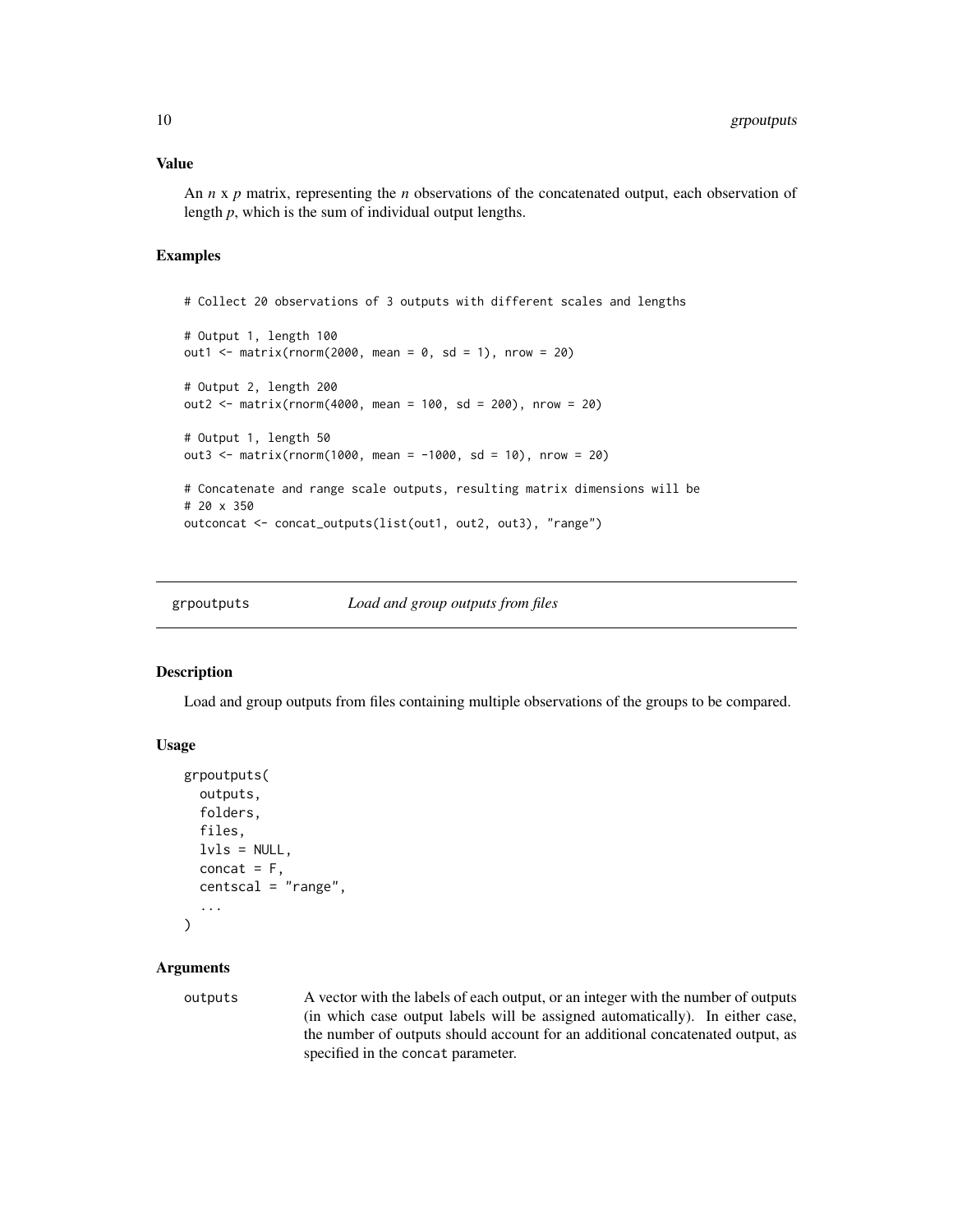### Value

An $n$ x $p$ matrix, representing the $n$ observations of the concatenated output, each observation of length $p$, which is the sum of individual output lengths.

### Examples

```
# Collect 20 observations of 3 outputs with different scales and lengths

# Output 1, length 100
out1 <- matrix(rnorm(2000, mean = 0, sd = 1), nrow = 20)

# Output 2, length 200
out2 <- matrix(rnorm(4000, mean = 100, sd = 200), nrow = 20)

# Output 1, length 50
out3 <- matrix(rnorm(1000, mean = -1000, sd = 10), nrow = 20)

# Concatenate and range scale outputs, resulting matrix dimensions will be
# 20 x 350
outconcat <- concat_outputs(list(out1, out2, out3), "range")
```

---

## grpoutputs — *Load and group outputs from files*

### Description

Load and group outputs from files containing multiple observations of the groups to be compared.

### Usage

```
grpoutputs(
  outputs,
  folders,
  files,
  lvls = NULL,
  concat = F,
  centscal = "range",
  ...
)
```

### Arguments

| | |
|---|---|
| `outputs` | A vector with the labels of each output, or an integer with the number of outputs (in which case output labels will be assigned automatically). In either case, the number of outputs should account for an additional concatenated output, as specified in the `concat` parameter. |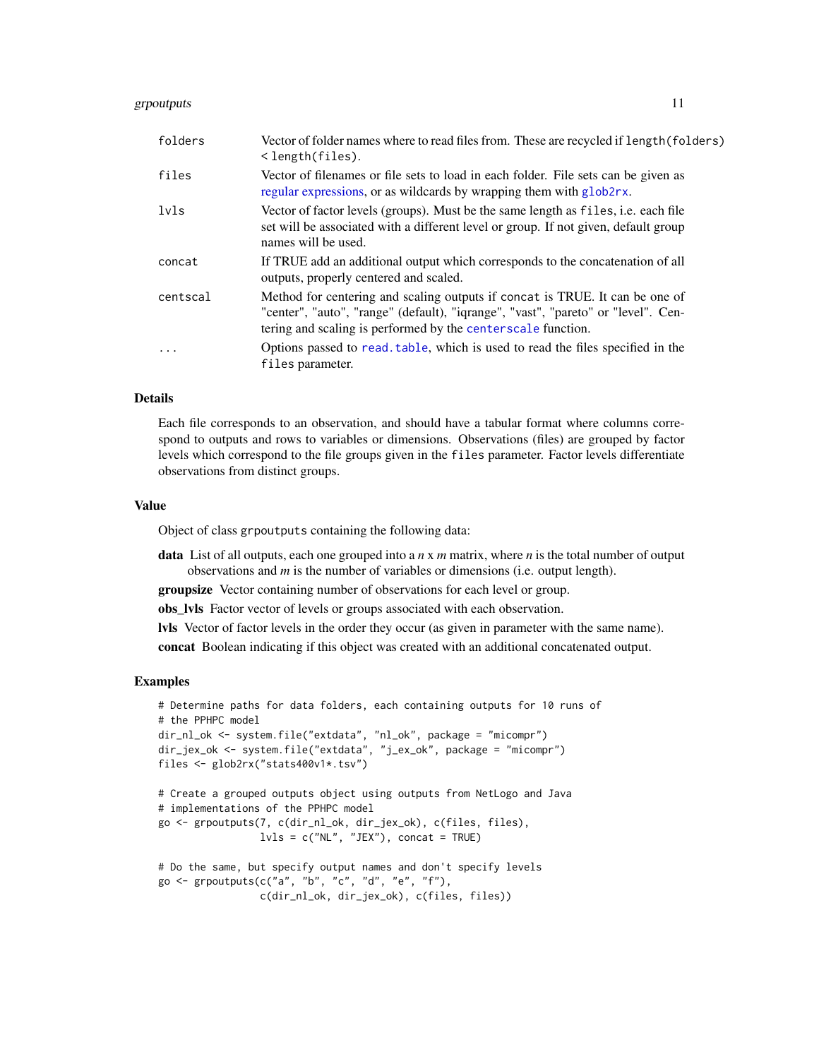| | |
|---|---|
| folders | Vector of folder names where to read files from. These are recycled if length(folders) < length(files). |
| files | Vector of filenames or file sets to load in each folder. File sets can be given as regular expressions, or as wildcards by wrapping them with glob2rx. |
| lvls | Vector of factor levels (groups). Must be the same length as files, i.e. each file set will be associated with a different level or group. If not given, default group names will be used. |
| concat | If TRUE add an additional output which corresponds to the concatenation of all outputs, properly centered and scaled. |
| centscal | Method for centering and scaling outputs if concat is TRUE. It can be one of "center", "auto", "range" (default), "iqrange", "vast", "pareto" or "level". Centering and scaling is performed by the centerscale function. |
| ... | Options passed to read.table, which is used to read the files specified in the files parameter. |

## Details

Each file corresponds to an observation, and should have a tabular format where columns correspond to outputs and rows to variables or dimensions. Observations (files) are grouped by factor levels which correspond to the file groups given in the files parameter. Factor levels differentiate observations from distinct groups.

## Value

Object of class grpoutputs containing the following data:

**data** List of all outputs, each one grouped into a $n$ x $m$ matrix, where $n$ is the total number of output observations and $m$ is the number of variables or dimensions (i.e. output length).

**groupsize** Vector containing number of observations for each level or group.

**obs_lvls** Factor vector of levels or groups associated with each observation.

**lvls** Vector of factor levels in the order they occur (as given in parameter with the same name).

**concat** Boolean indicating if this object was created with an additional concatenated output.

## Examples

```
# Determine paths for data folders, each containing outputs for 10 runs of
# the PPHPC model
dir_nl_ok <- system.file("extdata", "nl_ok", package = "micompr")
dir_jex_ok <- system.file("extdata", "j_ex_ok", package = "micompr")
files <- glob2rx("stats400v1*.tsv")

# Create a grouped outputs object using outputs from NetLogo and Java
# implementations of the PPHPC model
go <- grpoutputs(7, c(dir_nl_ok, dir_jex_ok), c(files, files),
                 lvls = c("NL", "JEX"), concat = TRUE)

# Do the same, but specify output names and don't specify levels
go <- grpoutputs(c("a", "b", "c", "d", "e", "f"),
                 c(dir_nl_ok, dir_jex_ok), c(files, files))
```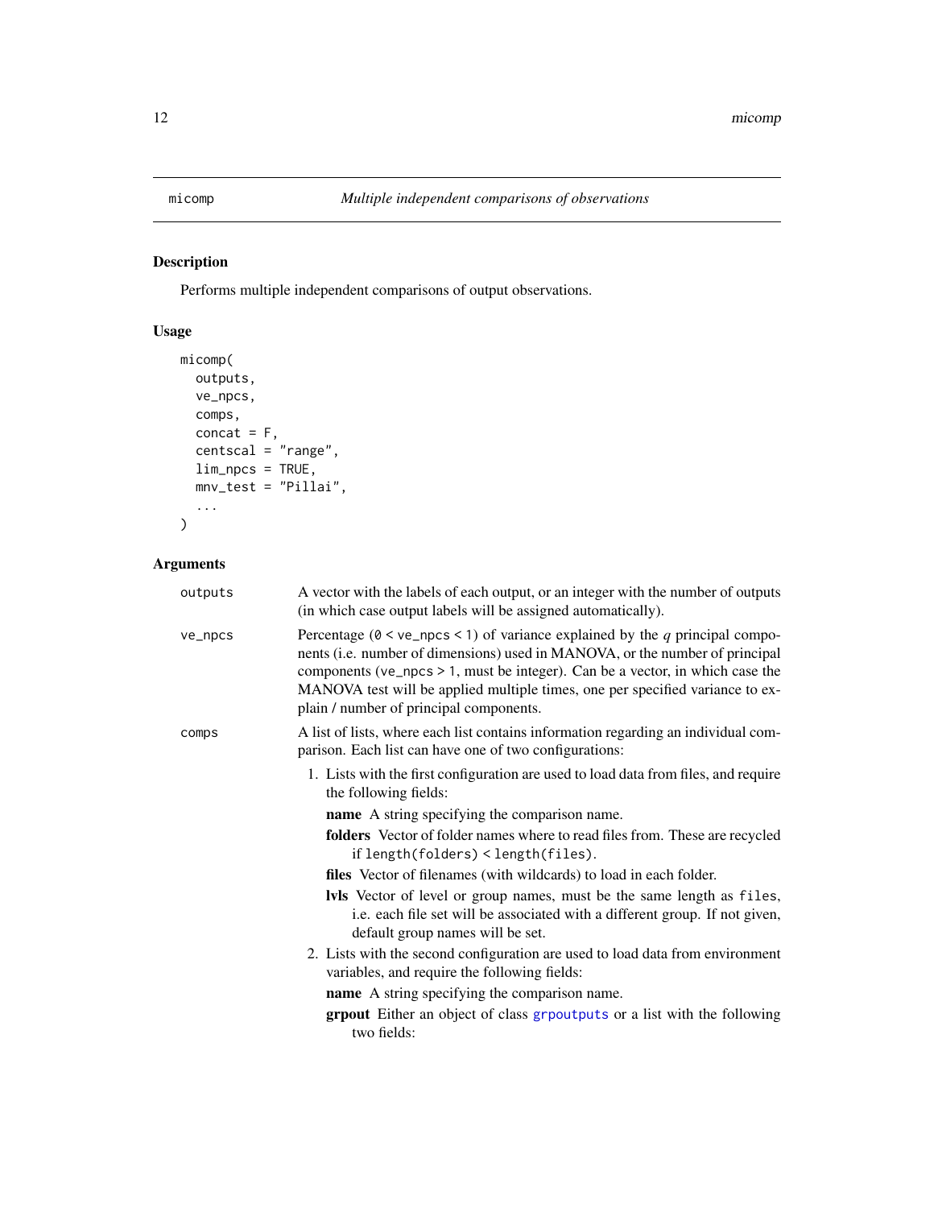## micomp — *Multiple independent comparisons of observations*

### Description

Performs multiple independent comparisons of output observations.

### Usage

```
micomp(
  outputs,
  ve_npcs,
  comps,
  concat = F,
  centscal = "range",
  lim_npcs = TRUE,
  mnv_test = "Pillai",
  ...
)
```

### Arguments

**outputs** A vector with the labels of each output, or an integer with the number of outputs (in which case output labels will be assigned automatically).

**ve_npcs** Percentage (`0 < ve_npcs < 1`) of variance explained by the $q$ principal components (i.e. number of dimensions) used in MANOVA, or the number of principal components (`ve_npcs > 1`, must be integer). Can be a vector, in which case the MANOVA test will be applied multiple times, one per specified variance to explain / number of principal components.

**comps** A list of lists, where each list contains information regarding an individual comparison. Each list can have one of two configurations:

1. Lists with the first configuration are used to load data from files, and require the following fields:
   - **name** A string specifying the comparison name.
   - **folders** Vector of folder names where to read files from. These are recycled if `length(folders) < length(files)`.
   - **files** Vector of filenames (with wildcards) to load in each folder.
   - **lvls** Vector of level or group names, must be the same length as `files`, i.e. each file set will be associated with a different group. If not given, default group names will be set.
2. Lists with the second configuration are used to load data from environment variables, and require the following fields:
   - **name** A string specifying the comparison name.
   - **grpout** Either an object of class `grpoutputs` or a list with the following two fields: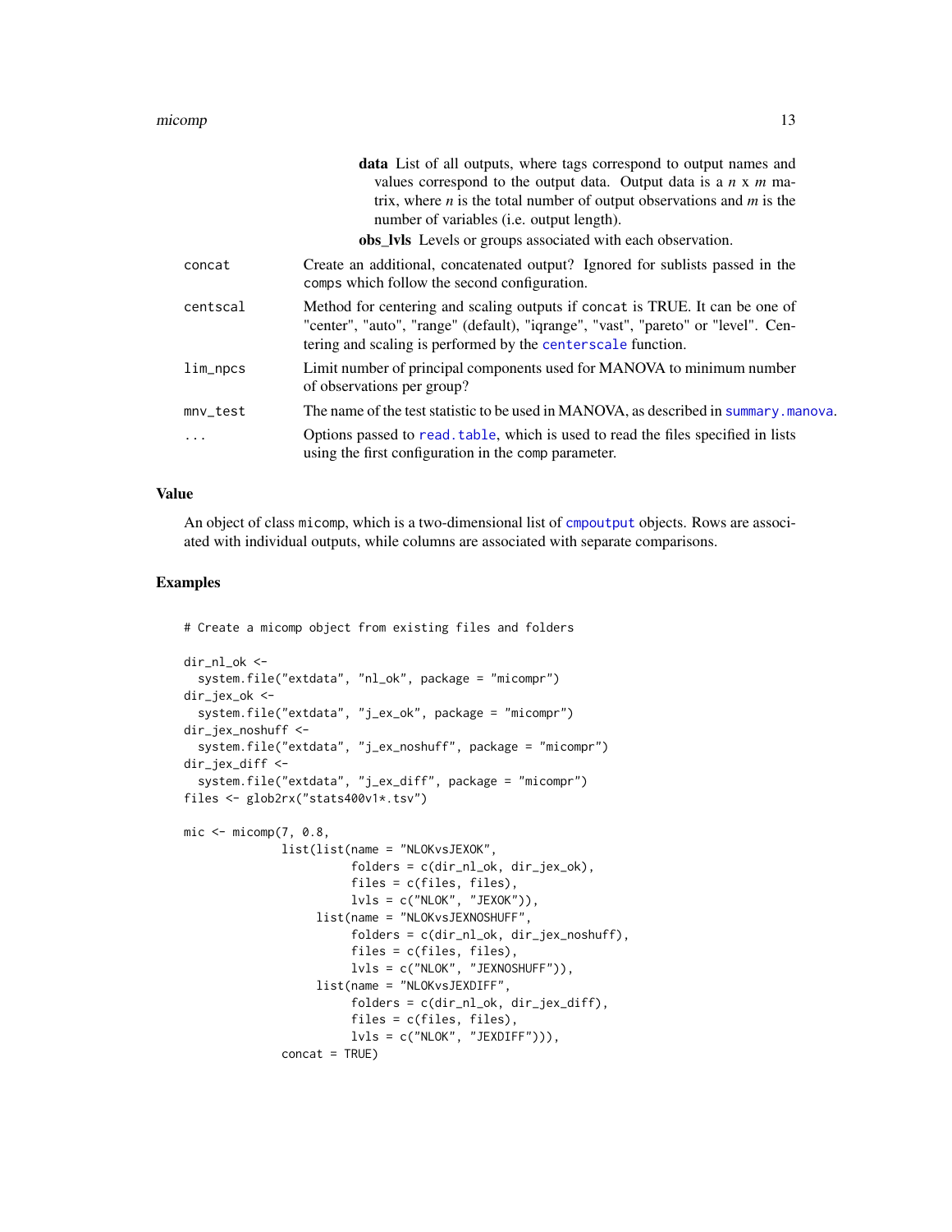**data** List of all outputs, where tags correspond to output names and values correspond to the output data. Output data is a $n$ x $m$ matrix, where $n$ is the total number of output observations and $m$ is the number of variables (i.e. output length).

**obs_lvls** Levels or groups associated with each observation.

| | |
|---|---|
| `concat` | Create an additional, concatenated output? Ignored for sublists passed in the `comps` which follow the second configuration. |
| `centscal` | Method for centering and scaling outputs if `concat` is TRUE. It can be one of "center", "auto", "range" (default), "iqrange", "vast", "pareto" or "level". Centering and scaling is performed by the `centerscale` function. |
| `lim_npcs` | Limit number of principal components used for MANOVA to minimum number of observations per group? |
| `mnv_test` | The name of the test statistic to be used in MANOVA, as described in `summary.manova`. |
| `...` | Options passed to `read.table`, which is used to read the files specified in lists using the first configuration in the `comp` parameter. |

## Value

An object of class `micomp`, which is a two-dimensional list of `cmpoutput` objects. Rows are associated with individual outputs, while columns are associated with separate comparisons.

## Examples

```
# Create a micomp object from existing files and folders

dir_nl_ok <-
  system.file("extdata", "nl_ok", package = "micompr")
dir_jex_ok <-
  system.file("extdata", "j_ex_ok", package = "micompr")
dir_jex_noshuff <-
  system.file("extdata", "j_ex_noshuff", package = "micompr")
dir_jex_diff <-
  system.file("extdata", "j_ex_diff", package = "micompr")
files <- glob2rx("stats400v1*.tsv")

mic <- micomp(7, 0.8,
              list(list(name = "NLOKvsJEXOK",
                        folders = c(dir_nl_ok, dir_jex_ok),
                        files = c(files, files),
                        lvls = c("NLOK", "JEXOK")),
                   list(name = "NLOKvsJEXNOSHUFF",
                        folders = c(dir_nl_ok, dir_jex_noshuff),
                        files = c(files, files),
                        lvls = c("NLOK", "JEXNOSHUFF")),
                   list(name = "NLOKvsJEXDIFF",
                        folders = c(dir_nl_ok, dir_jex_diff),
                        files = c(files, files),
                        lvls = c("NLOK", "JEXDIFF"))),
              concat = TRUE)
```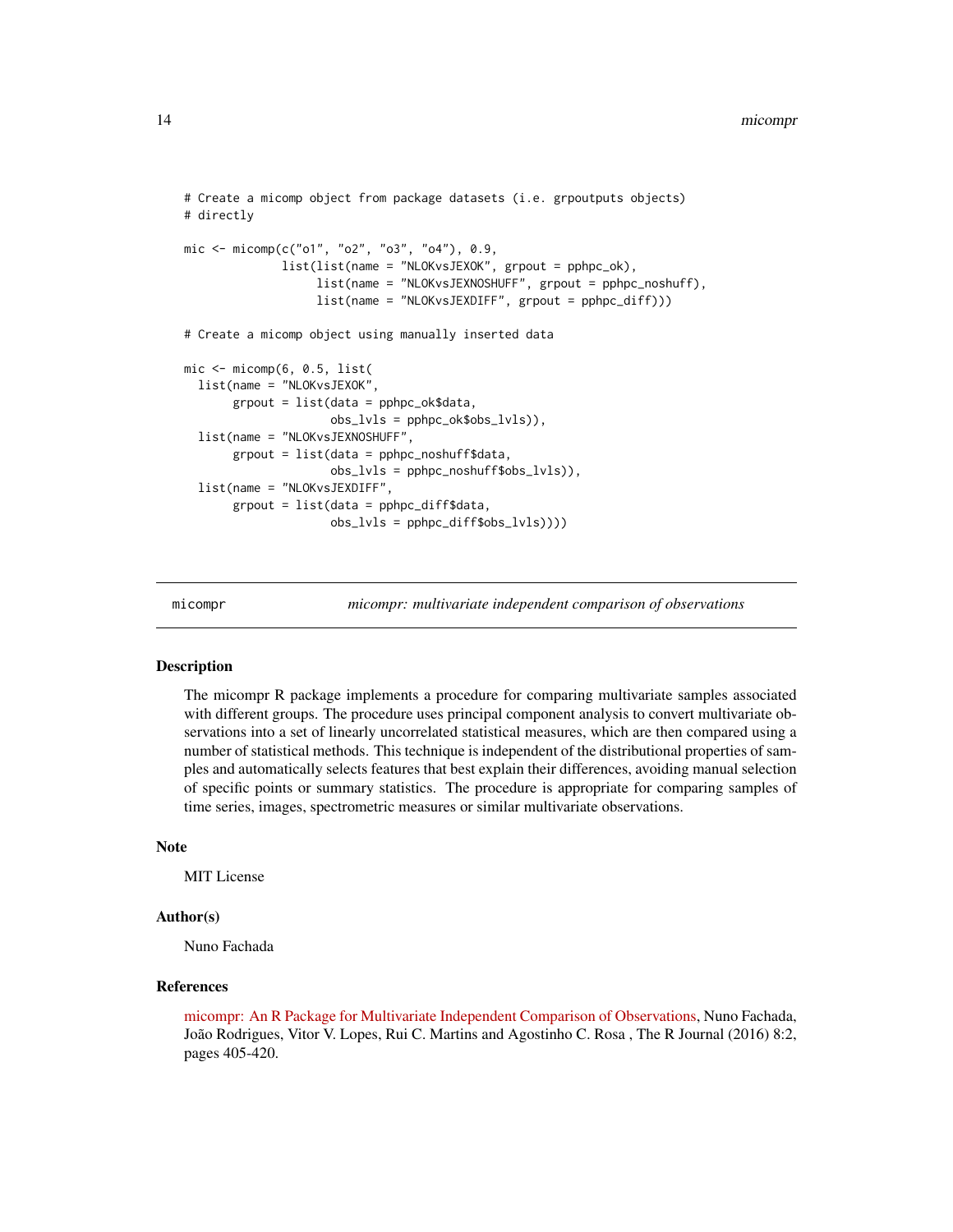```
# Create a micomp object from package datasets (i.e. grpoutputs objects)
# directly

mic <- micomp(c("o1", "o2", "o3", "o4"), 0.9,
              list(list(name = "NLOKvsJEXOK", grpout = pphpc_ok),
                   list(name = "NLOKvsJEXNOSHUFF", grpout = pphpc_noshuff),
                   list(name = "NLOKvsJEXDIFF", grpout = pphpc_diff)))

# Create a micomp object using manually inserted data

mic <- micomp(6, 0.5, list(
  list(name = "NLOKvsJEXOK",
       grpout = list(data = pphpc_ok$data,
                     obs_lvls = pphpc_ok$obs_lvls)),
  list(name = "NLOKvsJEXNOSHUFF",
       grpout = list(data = pphpc_noshuff$data,
                     obs_lvls = pphpc_noshuff$obs_lvls)),
  list(name = "NLOKvsJEXDIFF",
       grpout = list(data = pphpc_diff$data,
                     obs_lvls = pphpc_diff$obs_lvls))))
```

---

## micompr — *micompr: multivariate independent comparison of observations*

### Description

The micompr R package implements a procedure for comparing multivariate samples associated with different groups. The procedure uses principal component analysis to convert multivariate observations into a set of linearly uncorrelated statistical measures, which are then compared using a number of statistical methods. This technique is independent of the distributional properties of samples and automatically selects features that best explain their differences, avoiding manual selection of specific points or summary statistics. The procedure is appropriate for comparing samples of time series, images, spectrometric measures or similar multivariate observations.

### Note

MIT License

### Author(s)

Nuno Fachada

### References

micompr: An R Package for Multivariate Independent Comparison of Observations, Nuno Fachada, João Rodrigues, Vitor V. Lopes, Rui C. Martins and Agostinho C. Rosa , The R Journal (2016) 8:2, pages 405-420.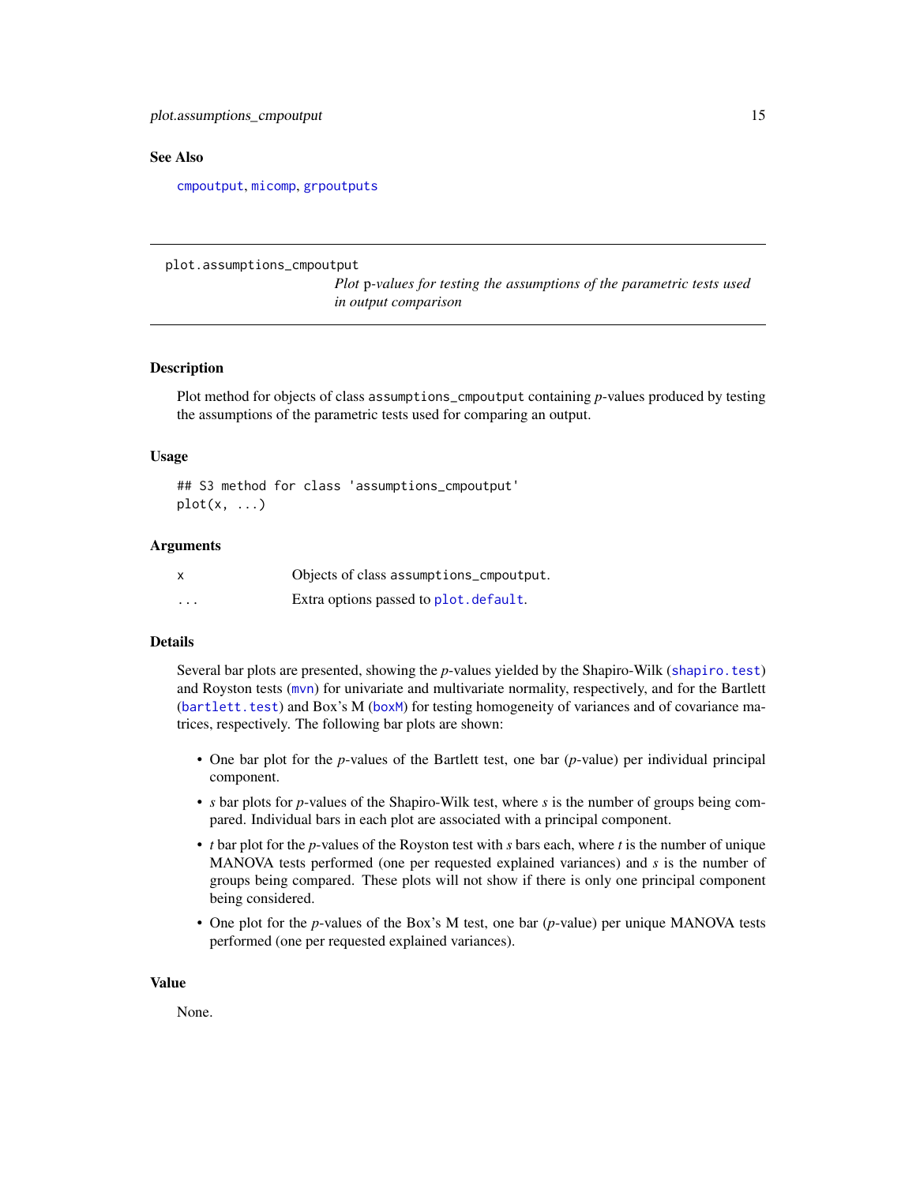## See Also

`cmpoutput`, `micomp`, `grpoutputs`

---

## plot.assumptions_cmpoutput

*Plot* p*-values for testing the assumptions of the parametric tests used in output comparison*

---

### Description

Plot method for objects of class `assumptions_cmpoutput` containing *p*-values produced by testing the assumptions of the parametric tests used for comparing an output.

### Usage

```
## S3 method for class 'assumptions_cmpoutput'
plot(x, ...)
```

### Arguments

| | |
|---|---|
| `x` | Objects of class `assumptions_cmpoutput`. |
| `...` | Extra options passed to `plot.default`. |

### Details

Several bar plots are presented, showing the *p*-values yielded by the Shapiro-Wilk (`shapiro.test`) and Royston tests (`mvn`) for univariate and multivariate normality, respectively, and for the Bartlett (`bartlett.test`) and Box's M (`boxM`) for testing homogeneity of variances and of covariance matrices, respectively. The following bar plots are shown:

- One bar plot for the *p*-values of the Bartlett test, one bar (*p*-value) per individual principal component.
- $s$ bar plots for *p*-values of the Shapiro-Wilk test, where $s$ is the number of groups being compared. Individual bars in each plot are associated with a principal component.
- $t$ bar plot for the *p*-values of the Royston test with $s$ bars each, where $t$ is the number of unique MANOVA tests performed (one per requested explained variances) and $s$ is the number of groups being compared. These plots will not show if there is only one principal component being considered.
- One plot for the *p*-values of the Box's M test, one bar (*p*-value) per unique MANOVA tests performed (one per requested explained variances).

### Value

None.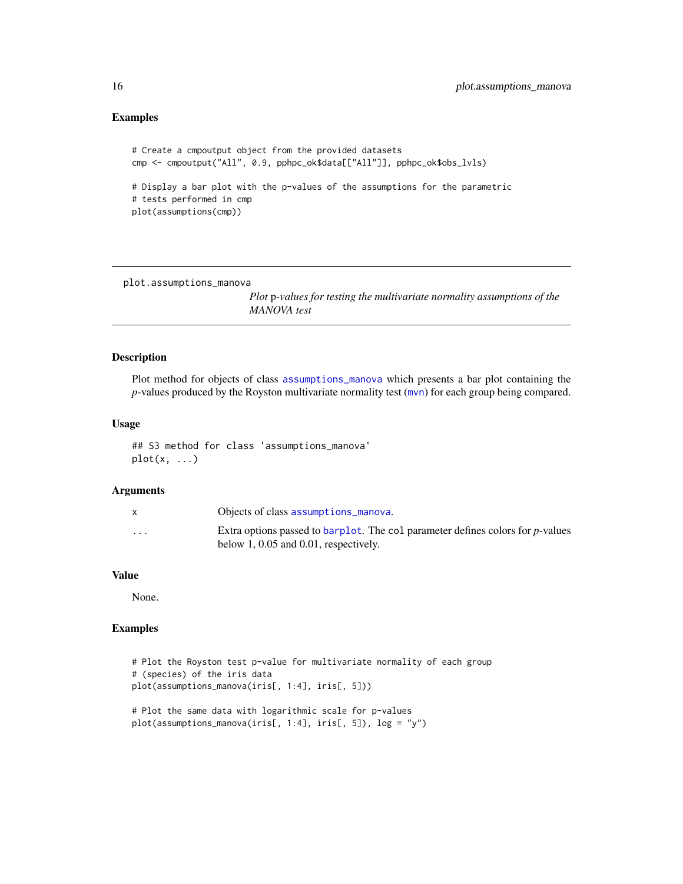### Examples

```
# Create a cmpoutput object from the provided datasets
cmp <- cmpoutput("All", 0.9, pphpc_ok$data[["All"]], pphpc_ok$obs_lvls)

# Display a bar plot with the p-values of the assumptions for the parametric
# tests performed in cmp
plot(assumptions(cmp))
```

---

## plot.assumptions_manova

*Plot* p*-values for testing the multivariate normality assumptions of the MANOVA test*

---

### Description

Plot method for objects of class `assumptions_manova` which presents a bar plot containing the *p*-values produced by the Royston multivariate normality test (`mvn`) for each group being compared.

### Usage

```
## S3 method for class 'assumptions_manova'
plot(x, ...)
```

### Arguments

| | |
|---|---|
| `x` | Objects of class `assumptions_manova`. |
| `...` | Extra options passed to `barplot`. The `col` parameter defines colors for *p*-values below 1, 0.05 and 0.01, respectively. |

### Value

None.

### Examples

```
# Plot the Royston test p-value for multivariate normality of each group
# (species) of the iris data
plot(assumptions_manova(iris[, 1:4], iris[, 5]))

# Plot the same data with logarithmic scale for p-values
plot(assumptions_manova(iris[, 1:4], iris[, 5]), log = "y")
```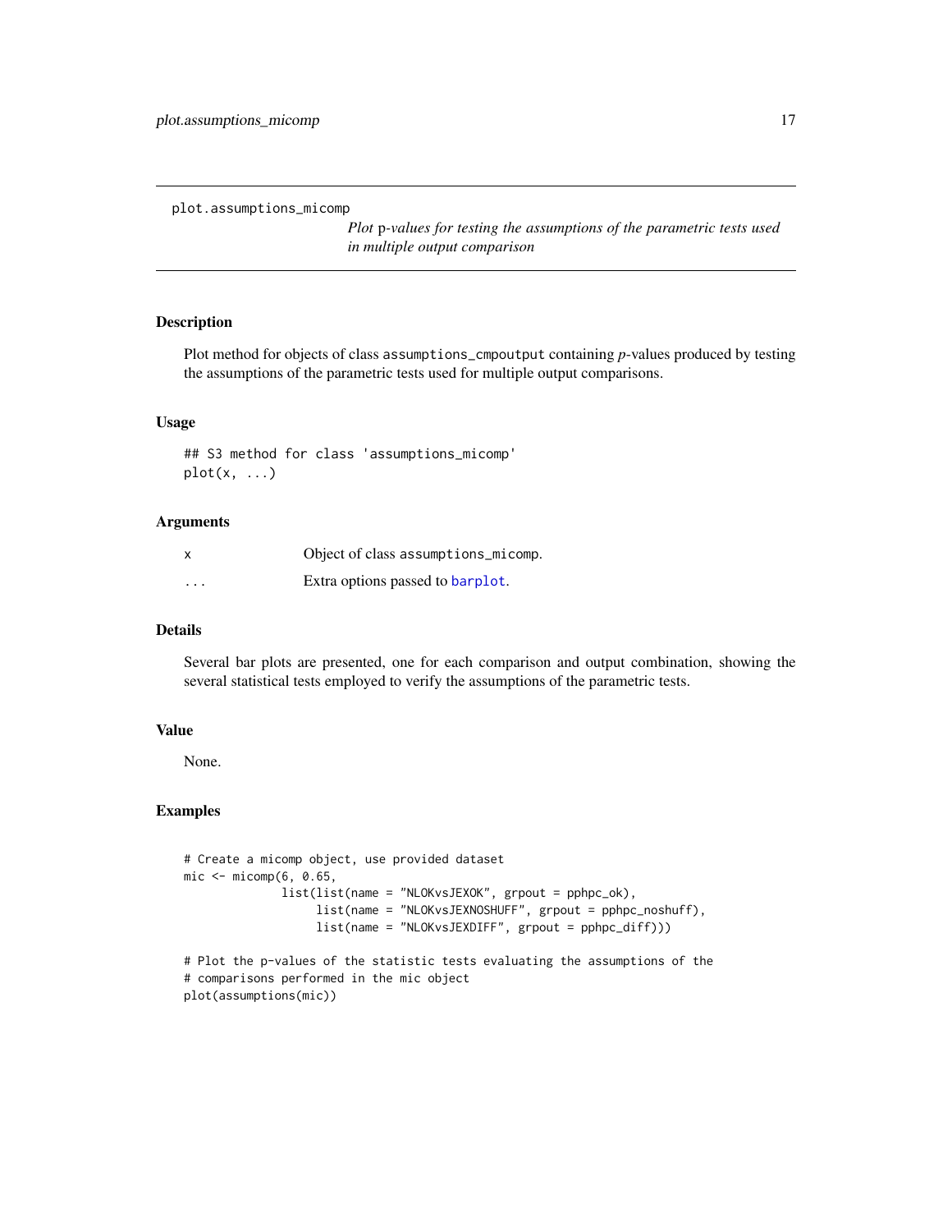plot.assumptions_micomp

*Plot* p*-values for testing the assumptions of the parametric tests used in multiple output comparison*

## Description

Plot method for objects of class `assumptions_cmpoutput` containing *p*-values produced by testing the assumptions of the parametric tests used for multiple output comparisons.

## Usage

```
## S3 method for class 'assumptions_micomp'
plot(x, ...)
```

## Arguments

| | |
|---|---|
| x | Object of class `assumptions_micomp`. |
| ... | Extra options passed to `barplot`. |

## Details

Several bar plots are presented, one for each comparison and output combination, showing the several statistical tests employed to verify the assumptions of the parametric tests.

## Value

None.

## Examples

```
# Create a micomp object, use provided dataset
mic <- micomp(6, 0.65,
              list(list(name = "NLOKvsJEXOK", grpout = pphpc_ok),
                   list(name = "NLOKvsJEXNOSHUFF", grpout = pphpc_noshuff),
                   list(name = "NLOKvsJEXDIFF", grpout = pphpc_diff)))

# Plot the p-values of the statistic tests evaluating the assumptions of the
# comparisons performed in the mic object
plot(assumptions(mic))
```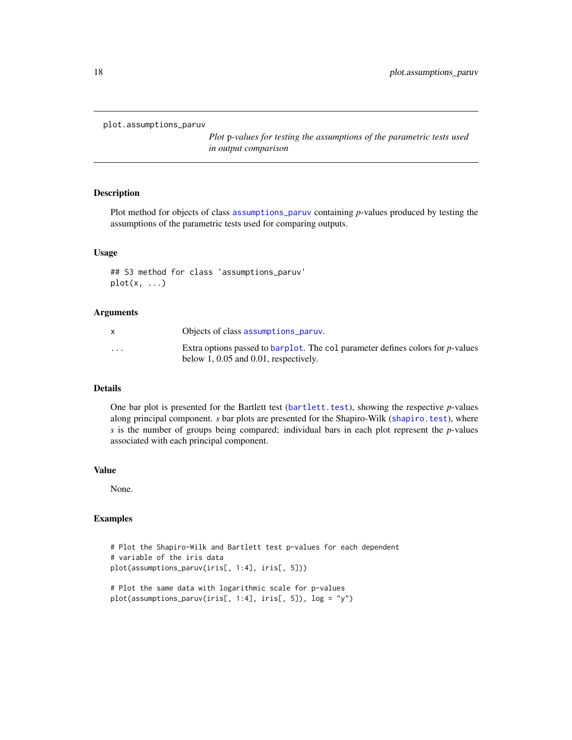plot.assumptions_paruv

*Plot p-values for testing the assumptions of the parametric tests used in output comparison*

## Description

Plot method for objects of class assumptions_paruv containing *p*-values produced by testing the assumptions of the parametric tests used for comparing outputs.

## Usage

```
## S3 method for class 'assumptions_paruv'
plot(x, ...)
```

## Arguments

| | |
|---|---|
| x | Objects of class assumptions_paruv. |
| ... | Extra options passed to barplot. The col parameter defines colors for *p*-values below 1, 0.05 and 0.01, respectively. |

## Details

One bar plot is presented for the Bartlett test (bartlett.test), showing the respective *p*-values along principal component. *s* bar plots are presented for the Shapiro-Wilk (shapiro.test), where *s* is the number of groups being compared; individual bars in each plot represent the *p*-values associated with each principal component.

## Value

None.

## Examples

```
# Plot the Shapiro-Wilk and Bartlett test p-values for each dependent
# variable of the iris data
plot(assumptions_paruv(iris[, 1:4], iris[, 5]))

# Plot the same data with logarithmic scale for p-values
plot(assumptions_paruv(iris[, 1:4], iris[, 5]), log = "y")
```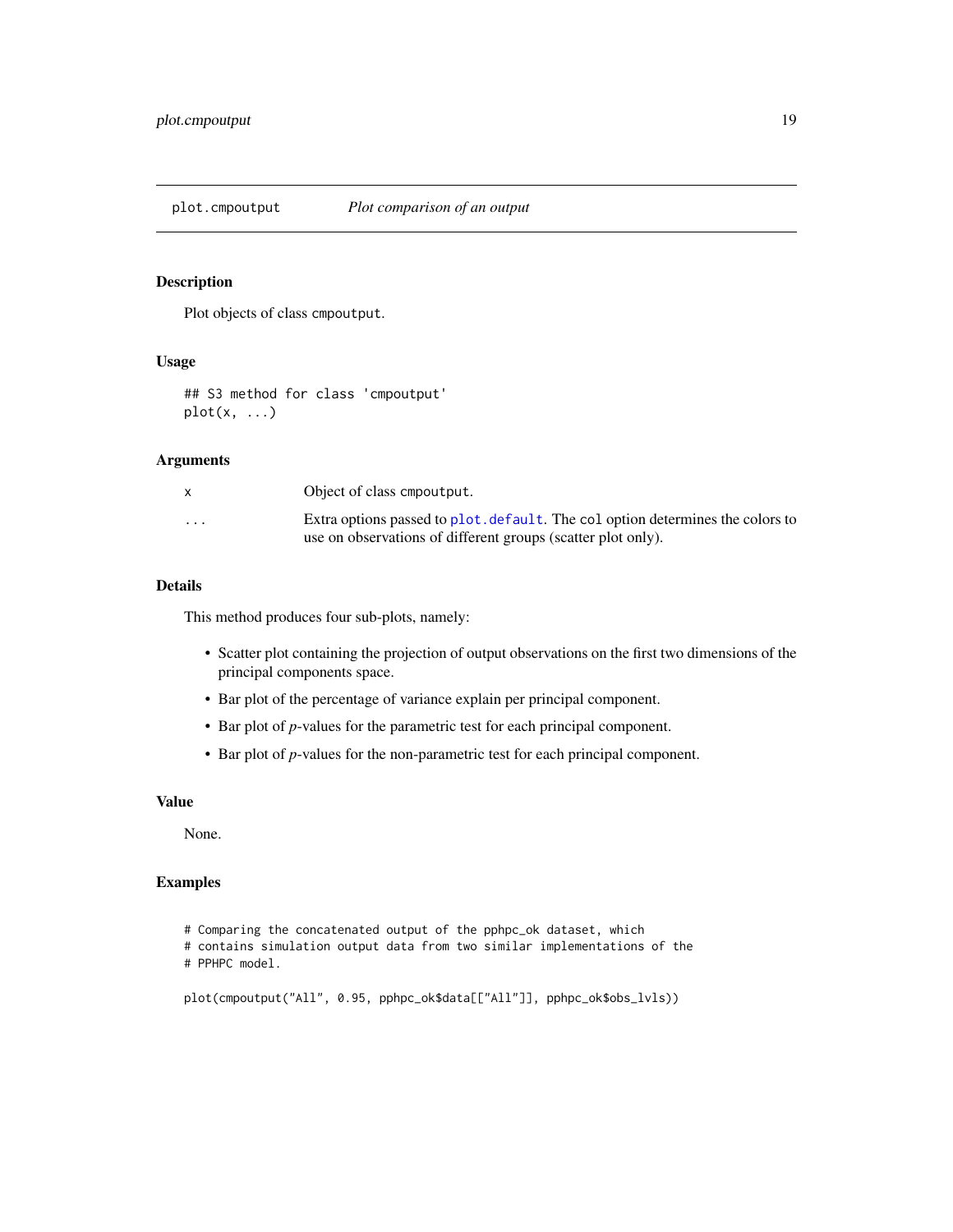plot.cmpoutput *Plot comparison of an output*

## Description

Plot objects of class `cmpoutput`.

## Usage

```
## S3 method for class 'cmpoutput'
plot(x, ...)
```

## Arguments

| | |
|---|---|
| `x` | Object of class `cmpoutput`. |
| `...` | Extra options passed to `plot.default`. The `col` option determines the colors to use on observations of different groups (scatter plot only). |

## Details

This method produces four sub-plots, namely:

- Scatter plot containing the projection of output observations on the first two dimensions of the principal components space.
- Bar plot of the percentage of variance explain per principal component.
- Bar plot of *p*-values for the parametric test for each principal component.
- Bar plot of *p*-values for the non-parametric test for each principal component.

## Value

None.

## Examples

```
# Comparing the concatenated output of the pphpc_ok dataset, which
# contains simulation output data from two similar implementations of the
# PPHPC model.

plot(cmpoutput("All", 0.95, pphpc_ok$data[["All"]], pphpc_ok$obs_lvls))
```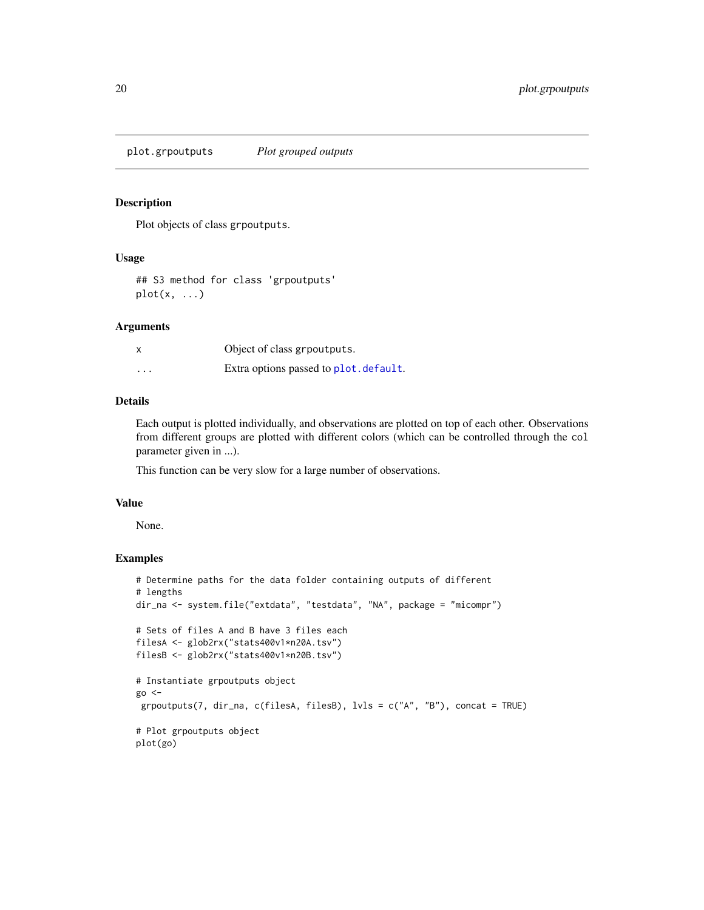## plot.grpoutputs — *Plot grouped outputs*

### Description

Plot objects of class `grpoutputs`.

### Usage

```
## S3 method for class 'grpoutputs'
plot(x, ...)
```

### Arguments

| | |
|---|---|
| `x` | Object of class `grpoutputs`. |
| `...` | Extra options passed to `plot.default`. |

### Details

Each output is plotted individually, and observations are plotted on top of each other. Observations from different groups are plotted with different colors (which can be controlled through the `col` parameter given in ...).

This function can be very slow for a large number of observations.

### Value

None.

### Examples

```
# Determine paths for the data folder containing outputs of different
# lengths
dir_na <- system.file("extdata", "testdata", "NA", package = "micompr")

# Sets of files A and B have 3 files each
filesA <- glob2rx("stats400v1*n20A.tsv")
filesB <- glob2rx("stats400v1*n20B.tsv")

# Instantiate grpoutputs object
go <-
 grpoutputs(7, dir_na, c(filesA, filesB), lvls = c("A", "B"), concat = TRUE)

# Plot grpoutputs object
plot(go)
```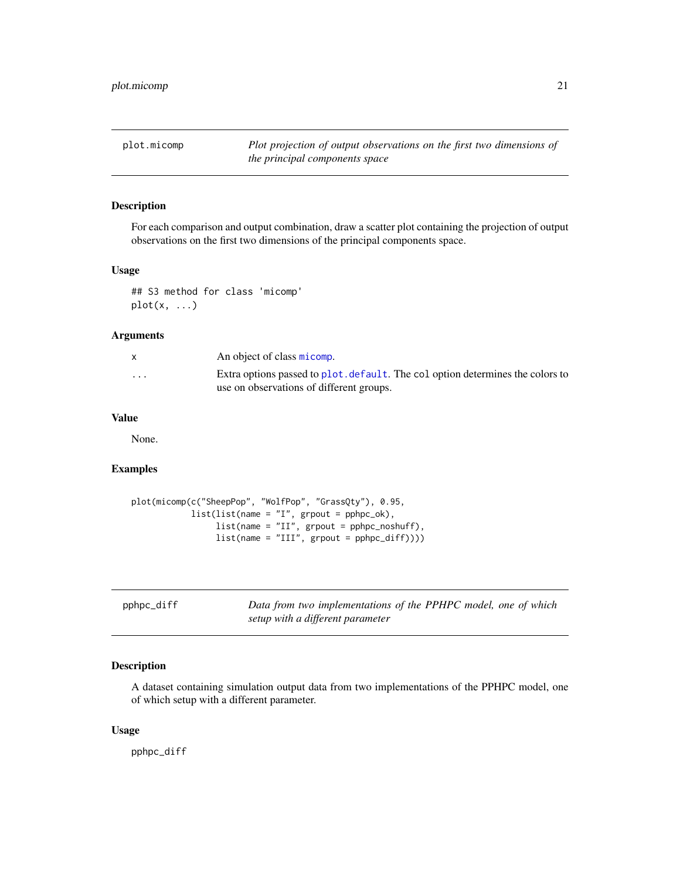## plot.micomp

*Plot projection of output observations on the first two dimensions of the principal components space*

### Description

For each comparison and output combination, draw a scatter plot containing the projection of output observations on the first two dimensions of the principal components space.

### Usage

```
## S3 method for class 'micomp'
plot(x, ...)
```

### Arguments

| | |
|---|---|
| `x` | An object of class `micomp`. |
| `...` | Extra options passed to `plot.default`. The `col` option determines the colors to use on observations of different groups. |

### Value

None.

### Examples

```
plot(micomp(c("SheepPop", "WolfPop", "GrassQty"), 0.95,
            list(list(name = "I", grpout = pphpc_ok),
                 list(name = "II", grpout = pphpc_noshuff),
                 list(name = "III", grpout = pphpc_diff))))
```

## pphpc_diff

*Data from two implementations of the PPHPC model, one of which setup with a different parameter*

### Description

A dataset containing simulation output data from two implementations of the PPHPC model, one of which setup with a different parameter.

### Usage

```
pphpc_diff
```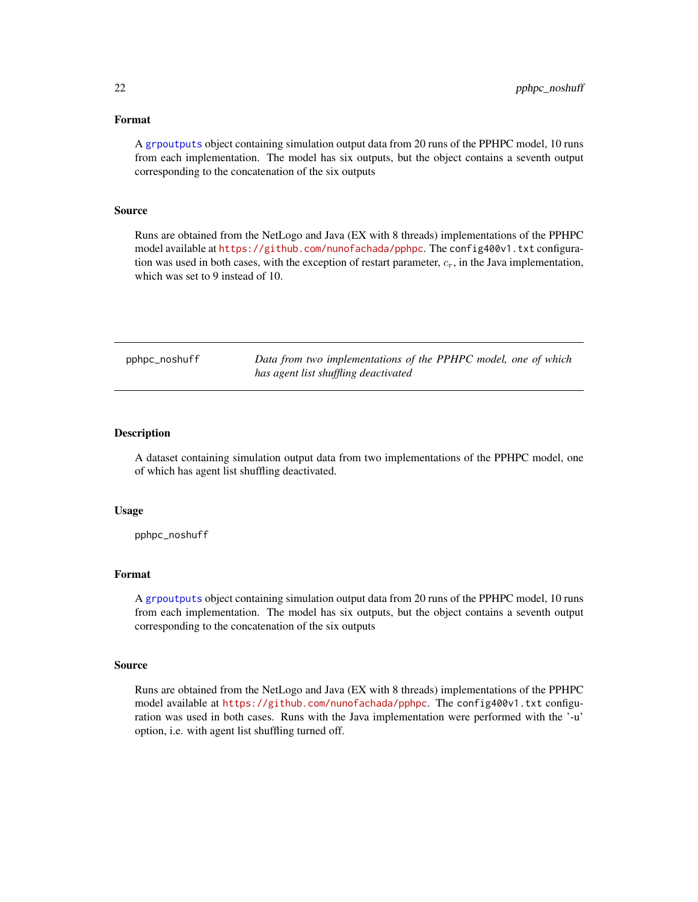### Format

A grpoutputs object containing simulation output data from 20 runs of the PPHPC model, 10 runs from each implementation. The model has six outputs, but the object contains a seventh output corresponding to the concatenation of the six outputs

### Source

Runs are obtained from the NetLogo and Java (EX with 8 threads) implementations of the PPHPC model available at https://github.com/nunofachada/pphpc. The `config400v1.txt` configuration was used in both cases, with the exception of restart parameter, $c_r$, in the Java implementation, which was set to 9 instead of 10.

---

## pphpc_noshuff — *Data from two implementations of the PPHPC model, one of which has agent list shuffling deactivated*

---

### Description

A dataset containing simulation output data from two implementations of the PPHPC model, one of which has agent list shuffling deactivated.

### Usage

```
pphpc_noshuff
```

### Format

A grpoutputs object containing simulation output data from 20 runs of the PPHPC model, 10 runs from each implementation. The model has six outputs, but the object contains a seventh output corresponding to the concatenation of the six outputs

### Source

Runs are obtained from the NetLogo and Java (EX with 8 threads) implementations of the PPHPC model available at https://github.com/nunofachada/pphpc. The `config400v1.txt` configuration was used in both cases. Runs with the Java implementation were performed with the '-u' option, i.e. with agent list shuffling turned off.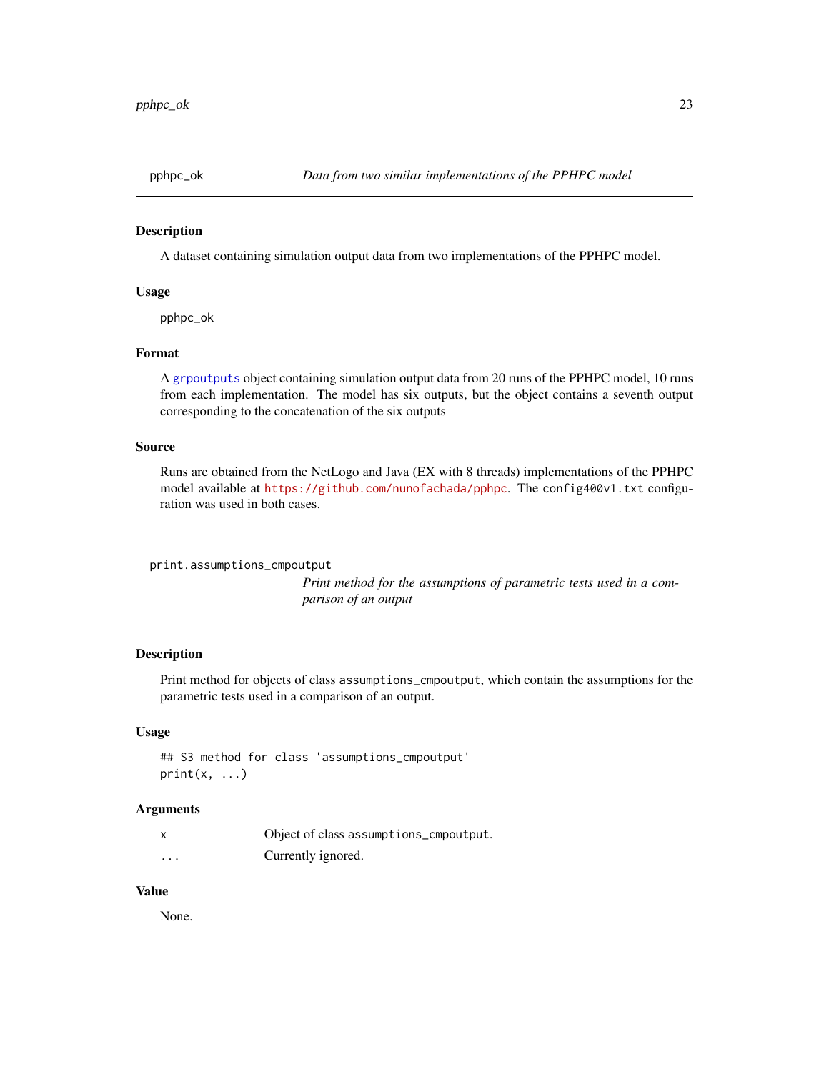## pphpc_ok — *Data from two similar implementations of the PPHPC model*

### Description

A dataset containing simulation output data from two implementations of the PPHPC model.

### Usage

```
pphpc_ok
```

### Format

A grpoutputs object containing simulation output data from 20 runs of the PPHPC model, 10 runs from each implementation. The model has six outputs, but the object contains a seventh output corresponding to the concatenation of the six outputs

### Source

Runs are obtained from the NetLogo and Java (EX with 8 threads) implementations of the PPHPC model available at https://github.com/nunofachada/pphpc. The `config400v1.txt` configuration was used in both cases.

## print.assumptions_cmpoutput — *Print method for the assumptions of parametric tests used in a comparison of an output*

### Description

Print method for objects of class `assumptions_cmpoutput`, which contain the assumptions for the parametric tests used in a comparison of an output.

### Usage

```
## S3 method for class 'assumptions_cmpoutput'
print(x, ...)
```

### Arguments

| | |
|---|---|
| `x` | Object of class `assumptions_cmpoutput`. |
| `...` | Currently ignored. |

### Value

None.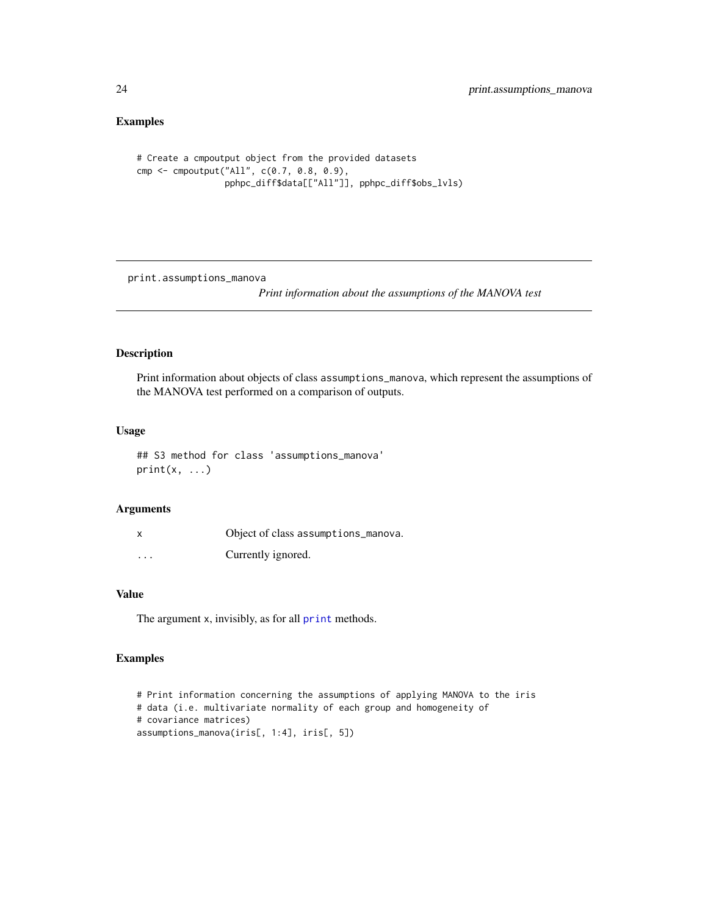## Examples

```
# Create a cmpoutput object from the provided datasets
cmp <- cmpoutput("All", c(0.7, 0.8, 0.9),
                 pphpc_diff$data[["All"]], pphpc_diff$obs_lvls)
```

---

# print.assumptions_manova

*Print information about the assumptions of the MANOVA test*

---

## Description

Print information about objects of class `assumptions_manova`, which represent the assumptions of the MANOVA test performed on a comparison of outputs.

## Usage

```
## S3 method for class 'assumptions_manova'
print(x, ...)
```

## Arguments

| | |
|---|---|
| `x` | Object of class `assumptions_manova`. |
| `...` | Currently ignored. |

## Value

The argument `x`, invisibly, as for all `print` methods.

## Examples

```
# Print information concerning the assumptions of applying MANOVA to the iris
# data (i.e. multivariate normality of each group and homogeneity of
# covariance matrices)
assumptions_manova(iris[, 1:4], iris[, 5])
```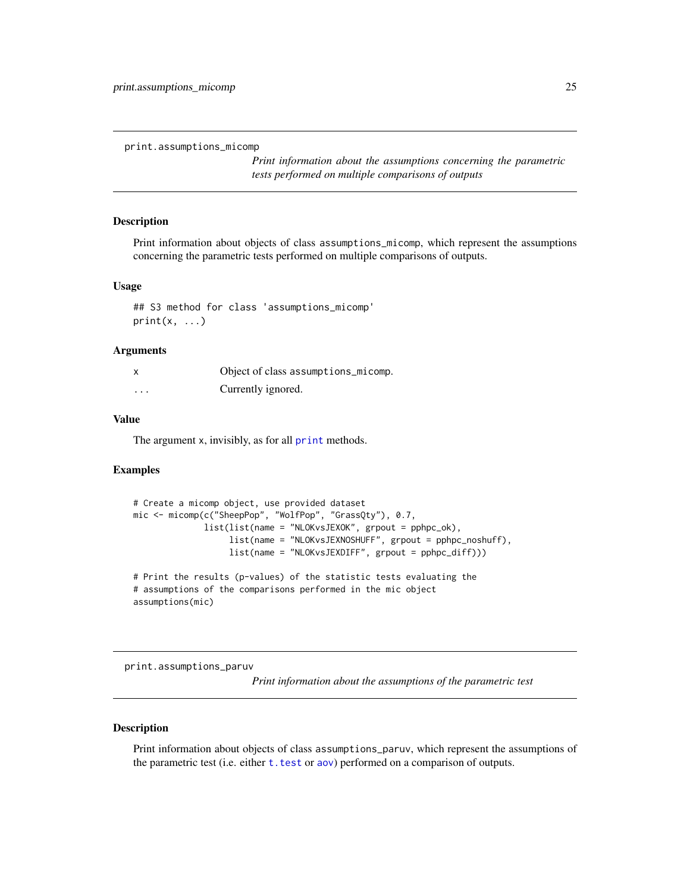## print.assumptions_micomp

*Print information about the assumptions concerning the parametric tests performed on multiple comparisons of outputs*

### Description

Print information about objects of class `assumptions_micomp`, which represent the assumptions concerning the parametric tests performed on multiple comparisons of outputs.

### Usage

```
## S3 method for class 'assumptions_micomp'
print(x, ...)
```

### Arguments

| | |
|---|---|
| `x` | Object of class `assumptions_micomp`. |
| `...` | Currently ignored. |

### Value

The argument `x`, invisibly, as for all `print` methods.

### Examples

```
# Create a micomp object, use provided dataset
mic <- micomp(c("SheepPop", "WolfPop", "GrassQty"), 0.7,
              list(list(name = "NLOKvsJEXOK", grpout = pphpc_ok),
                   list(name = "NLOKvsJEXNOSHUFF", grpout = pphpc_noshuff),
                   list(name = "NLOKvsJEXDIFF", grpout = pphpc_diff)))

# Print the results (p-values) of the statistic tests evaluating the
# assumptions of the comparisons performed in the mic object
assumptions(mic)
```

## print.assumptions_paruv

*Print information about the assumptions of the parametric test*

### Description

Print information about objects of class `assumptions_paruv`, which represent the assumptions of the parametric test (i.e. either `t.test` or `aov`) performed on a comparison of outputs.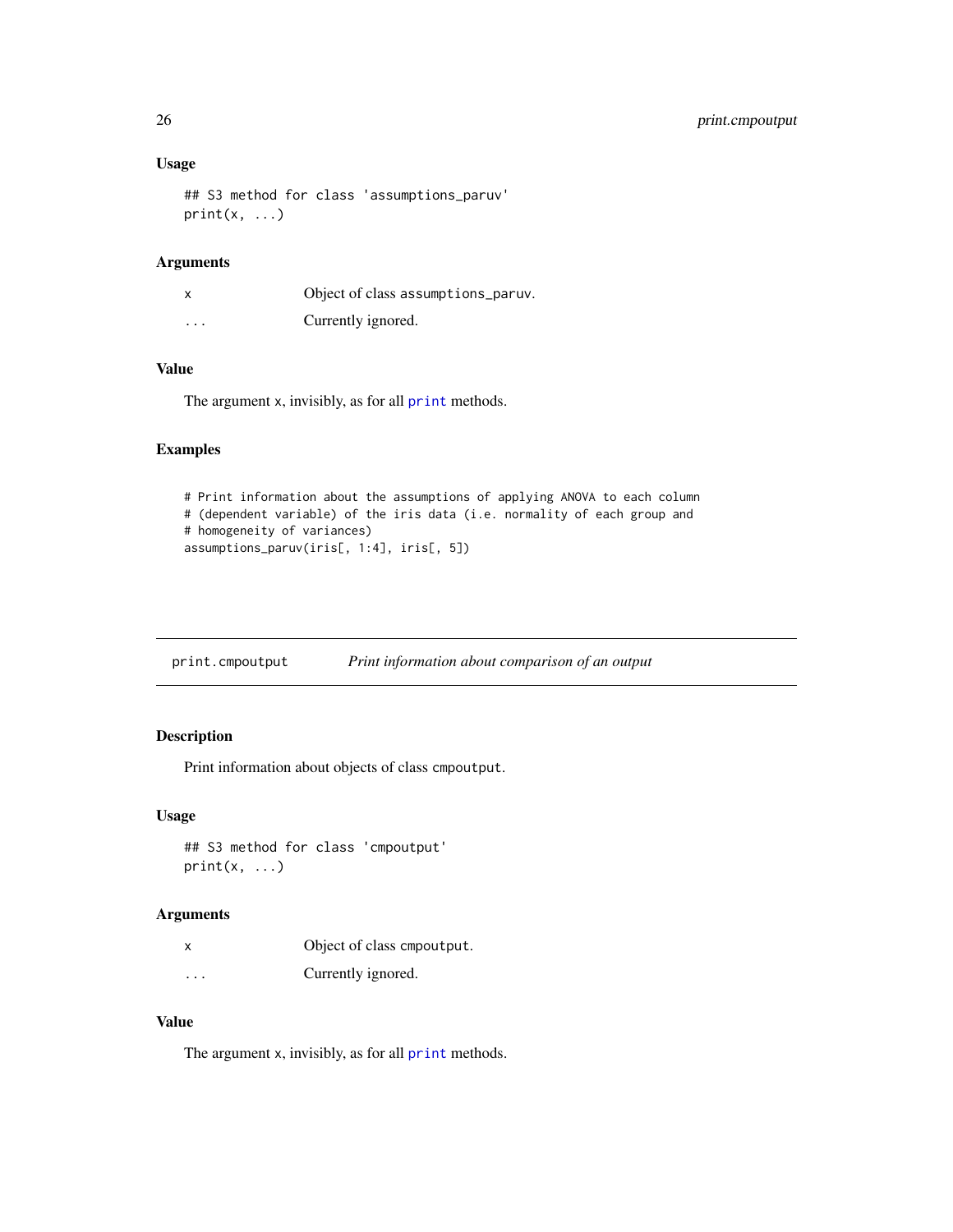### Usage

```
## S3 method for class 'assumptions_paruv'
print(x, ...)
```

### Arguments

| | |
|---|---|
| x | Object of class assumptions_paruv. |
| ... | Currently ignored. |

### Value

The argument x, invisibly, as for all print methods.

### Examples

```
# Print information about the assumptions of applying ANOVA to each column
# (dependent variable) of the iris data (i.e. normality of each group and
# homogeneity of variances)
assumptions_paruv(iris[, 1:4], iris[, 5])
```

---

## print.cmpoutput — *Print information about comparison of an output*

### Description

Print information about objects of class cmpoutput.

### Usage

```
## S3 method for class 'cmpoutput'
print(x, ...)
```

### Arguments

| | |
|---|---|
| x | Object of class cmpoutput. |
| ... | Currently ignored. |

### Value

The argument x, invisibly, as for all print methods.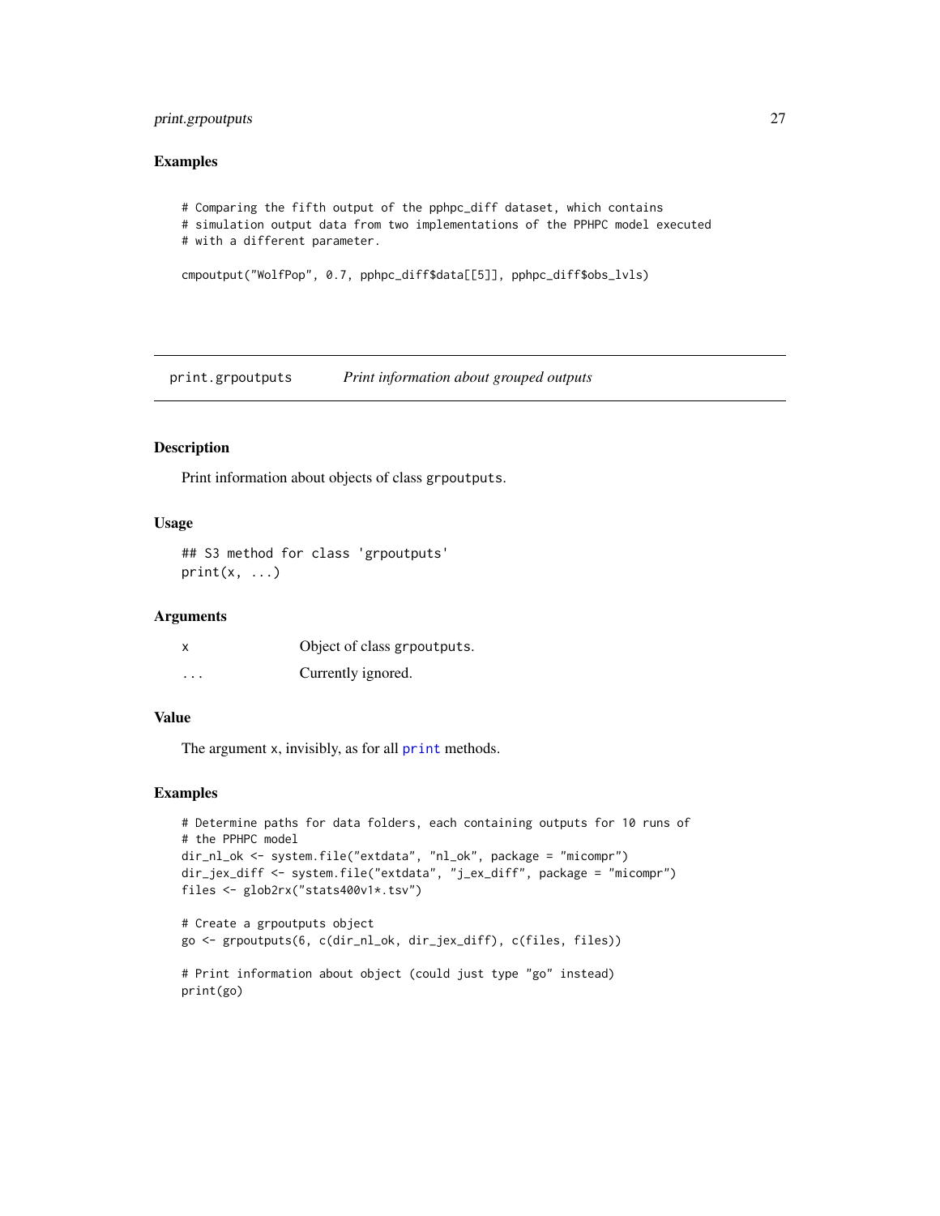## Examples

```
# Comparing the fifth output of the pphpc_diff dataset, which contains
# simulation output data from two implementations of the PPHPC model executed
# with a different parameter.

cmpoutput("WolfPop", 0.7, pphpc_diff$data[[5]], pphpc_diff$obs_lvls)
```

---

# print.grpoutputs — *Print information about grouped outputs*

## Description

Print information about objects of class grpoutputs.

## Usage

```
## S3 method for class 'grpoutputs'
print(x, ...)
```

## Arguments

| | |
|---|---|
| x | Object of class grpoutputs. |
| ... | Currently ignored. |

## Value

The argument x, invisibly, as for all print methods.

## Examples

```
# Determine paths for data folders, each containing outputs for 10 runs of
# the PPHPC model
dir_nl_ok <- system.file("extdata", "nl_ok", package = "micompr")
dir_jex_diff <- system.file("extdata", "j_ex_diff", package = "micompr")
files <- glob2rx("stats400v1*.tsv")

# Create a grpoutputs object
go <- grpoutputs(6, c(dir_nl_ok, dir_jex_diff), c(files, files))

# Print information about object (could just type "go" instead)
print(go)
```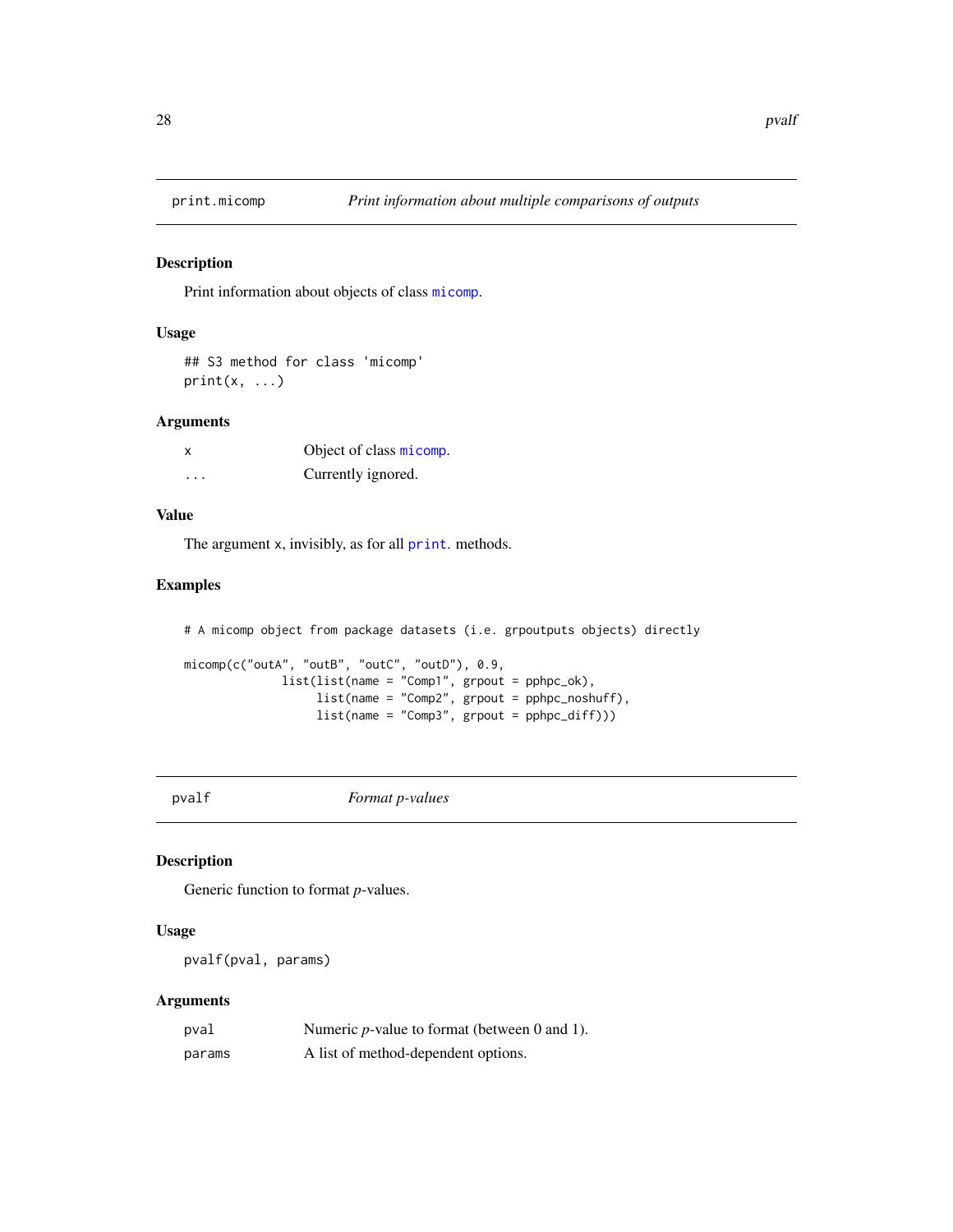## print.micomp — *Print information about multiple comparisons of outputs*

### Description

Print information about objects of class `micomp`.

### Usage

```
## S3 method for class 'micomp'
print(x, ...)
```

### Arguments

| | |
|---|---|
| `x` | Object of class `micomp`. |
| `...` | Currently ignored. |

### Value

The argument `x`, invisibly, as for all `print`. methods.

### Examples

```
# A micomp object from package datasets (i.e. grpoutputs objects) directly

micomp(c("outA", "outB", "outC", "outD"), 0.9,
              list(list(name = "Comp1", grpout = pphpc_ok),
                   list(name = "Comp2", grpout = pphpc_noshuff),
                   list(name = "Comp3", grpout = pphpc_diff)))
```

## pvalf — *Format p-values*

### Description

Generic function to format *p*-values.

### Usage

```
pvalf(pval, params)
```

### Arguments

| | |
|---|---|
| `pval` | Numeric *p*-value to format (between 0 and 1). |
| `params` | A list of method-dependent options. |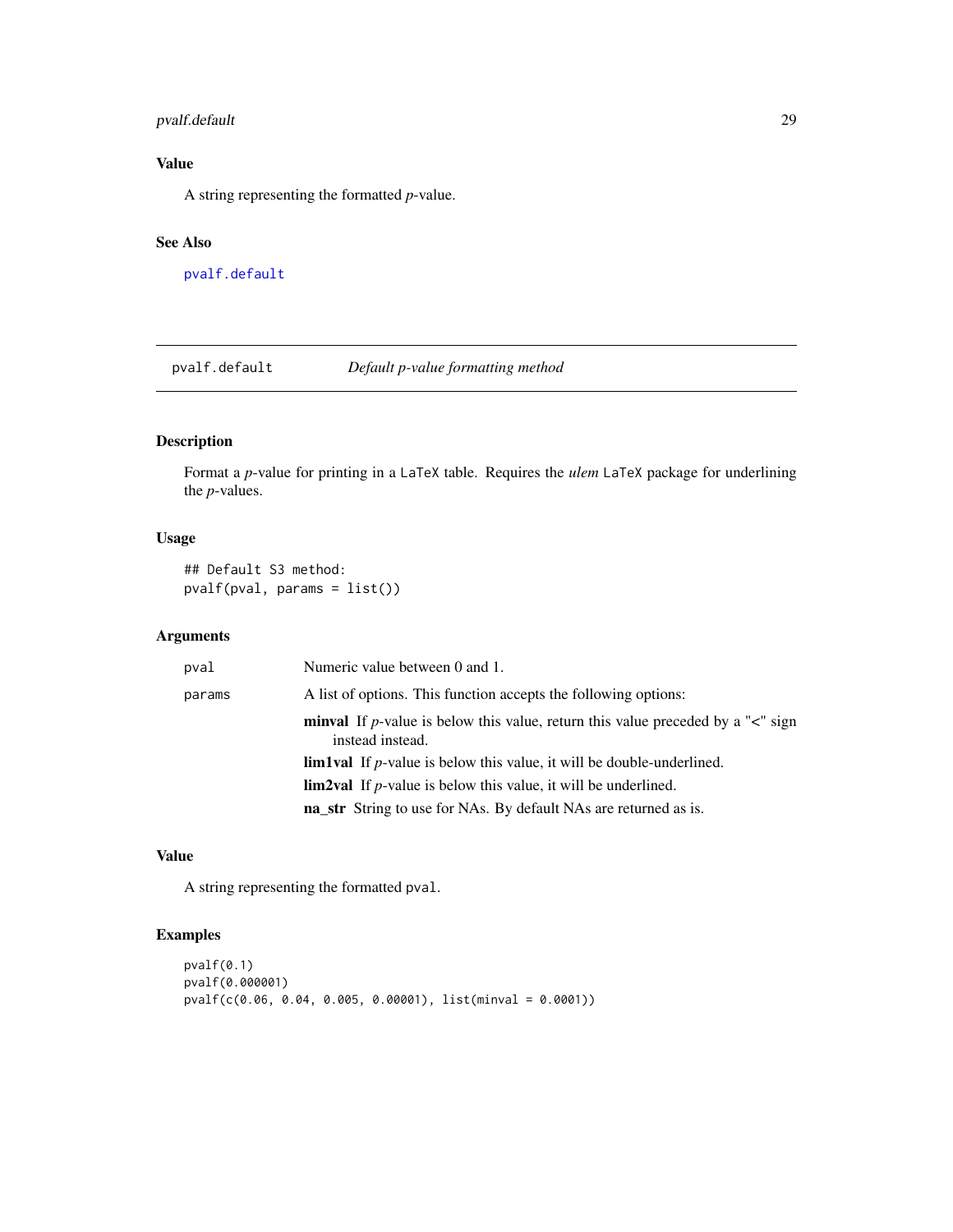### Value

A string representing the formatted *p*-value.

### See Also

`pvalf.default`

---

## pvalf.default — *Default p-value formatting method*

---

### Description

Format a *p*-value for printing in a LaTeX table. Requires the *ulem* LaTeX package for underlining the *p*-values.

### Usage

```
## Default S3 method:
pvalf(pval, params = list())
```

### Arguments

`pval` Numeric value between 0 and 1.

`params` A list of options. This function accepts the following options:

- **minval** If *p*-value is below this value, return this value preceded by a "<" sign instead instead.
- **lim1val** If *p*-value is below this value, it will be double-underlined.
- **lim2val** If *p*-value is below this value, it will be underlined.
- **na_str** String to use for NAs. By default NAs are returned as is.

### Value

A string representing the formatted `pval`.

### Examples

```
pvalf(0.1)
pvalf(0.000001)
pvalf(c(0.06, 0.04, 0.005, 0.00001), list(minval = 0.0001))
```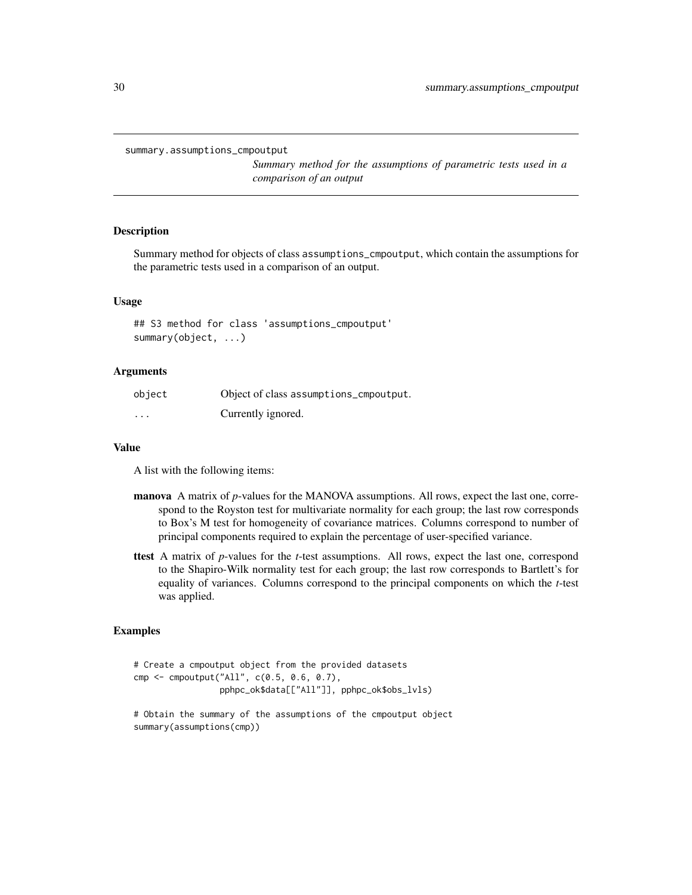summary.assumptions_cmpoutput

*Summary method for the assumptions of parametric tests used in a comparison of an output*

### Description

Summary method for objects of class `assumptions_cmpoutput`, which contain the assumptions for the parametric tests used in a comparison of an output.

### Usage

```
## S3 method for class 'assumptions_cmpoutput'
summary(object, ...)
```

### Arguments

| | |
|---|---|
| `object` | Object of class `assumptions_cmpoutput`. |
| `...` | Currently ignored. |

### Value

A list with the following items:

**manova** A matrix of *p*-values for the MANOVA assumptions. All rows, expect the last one, correspond to the Royston test for multivariate normality for each group; the last row corresponds to Box's M test for homogeneity of covariance matrices. Columns correspond to number of principal components required to explain the percentage of user-specified variance.

**ttest** A matrix of *p*-values for the *t*-test assumptions. All rows, expect the last one, correspond to the Shapiro-Wilk normality test for each group; the last row corresponds to Bartlett's for equality of variances. Columns correspond to the principal components on which the *t*-test was applied.

### Examples

```
# Create a cmpoutput object from the provided datasets
cmp <- cmpoutput("All", c(0.5, 0.6, 0.7),
                 pphpc_ok$data[["All"]], pphpc_ok$obs_lvls)

# Obtain the summary of the assumptions of the cmpoutput object
summary(assumptions(cmp))
```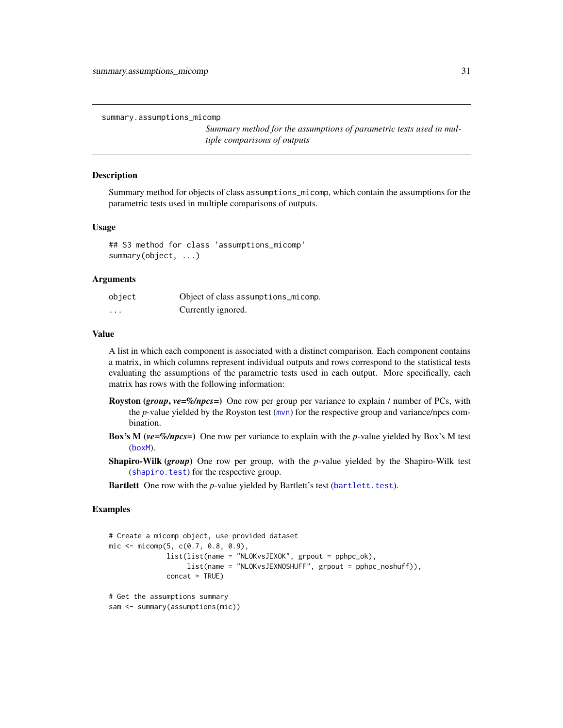## summary.assumptions_micomp

*Summary method for the assumptions of parametric tests used in multiple comparisons of outputs*

### Description

Summary method for objects of class `assumptions_micomp`, which contain the assumptions for the parametric tests used in multiple comparisons of outputs.

### Usage

```
## S3 method for class 'assumptions_micomp'
summary(object, ...)
```

### Arguments

| | |
|---|---|
| `object` | Object of class `assumptions_micomp`. |
| `...` | Currently ignored. |

### Value

A list in which each component is associated with a distinct comparison. Each component contains a matrix, in which columns represent individual outputs and rows correspond to the statistical tests evaluating the assumptions of the parametric tests used in each output. More specifically, each matrix has rows with the following information:

**Royston (*group*, *ve=%/npcs=*)** One row per group per variance to explain / number of PCs, with the *p*-value yielded by the Royston test (`mvn`) for the respective group and variance/npcs combination.

**Box's M (*ve=%/npcs=*)** One row per variance to explain with the *p*-value yielded by Box's M test (`boxM`).

**Shapiro-Wilk (*group*)** One row per group, with the *p*-value yielded by the Shapiro-Wilk test (`shapiro.test`) for the respective group.

**Bartlett** One row with the *p*-value yielded by Bartlett's test (`bartlett.test`).

### Examples

```
# Create a micomp object, use provided dataset
mic <- micomp(5, c(0.7, 0.8, 0.9),
              list(list(name = "NLOKvsJEXOK", grpout = pphpc_ok),
                   list(name = "NLOKvsJEXNOSHUFF", grpout = pphpc_noshuff)),
              concat = TRUE)

# Get the assumptions summary
sam <- summary(assumptions(mic))
```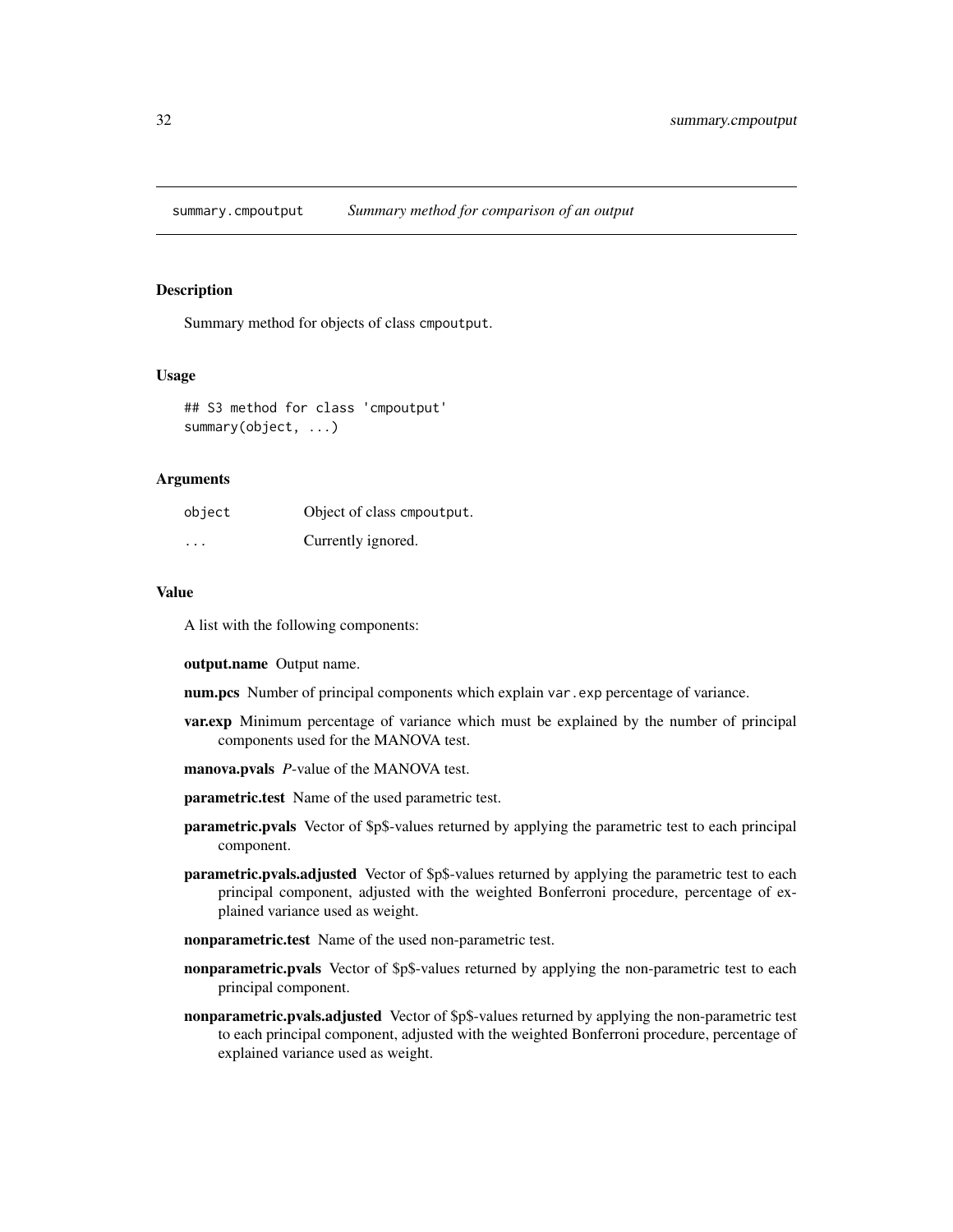## summary.cmpoutput — *Summary method for comparison of an output*

### Description

Summary method for objects of class `cmpoutput`.

### Usage

```
## S3 method for class 'cmpoutput'
summary(object, ...)
```

### Arguments

| | |
|---|---|
| `object` | Object of class `cmpoutput`. |
| `...` | Currently ignored. |

### Value

A list with the following components:

**output.name** Output name.

**num.pcs** Number of principal components which explain `var.exp` percentage of variance.

**var.exp** Minimum percentage of variance which must be explained by the number of principal components used for the MANOVA test.

**manova.pvals** *P*-value of the MANOVA test.

**parametric.test** Name of the used parametric test.

**parametric.pvals** Vector of $p$-values returned by applying the parametric test to each principal component.

**parametric.pvals.adjusted** Vector of $p$-values returned by applying the parametric test to each principal component, adjusted with the weighted Bonferroni procedure, percentage of explained variance used as weight.

**nonparametric.test** Name of the used non-parametric test.

**nonparametric.pvals** Vector of $p$-values returned by applying the non-parametric test to each principal component.

**nonparametric.pvals.adjusted** Vector of $p$-values returned by applying the non-parametric test to each principal component, adjusted with the weighted Bonferroni procedure, percentage of explained variance used as weight.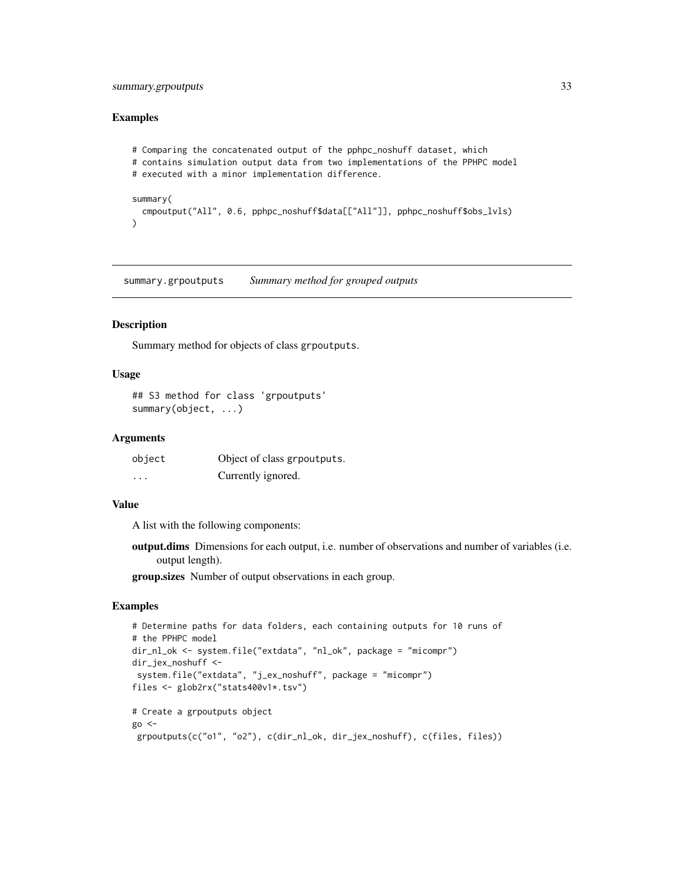### Examples

```
# Comparing the concatenated output of the pphpc_noshuff dataset, which
# contains simulation output data from two implementations of the PPHPC model
# executed with a minor implementation difference.

summary(
  cmpoutput("All", 0.6, pphpc_noshuff$data[["All"]], pphpc_noshuff$obs_lvls)
)
```

## summary.grpoutputs — *Summary method for grouped outputs*

### Description

Summary method for objects of class grpoutputs.

### Usage

```
## S3 method for class 'grpoutputs'
summary(object, ...)
```

### Arguments

| | |
|---|---|
| object | Object of class grpoutputs. |
| ... | Currently ignored. |

### Value

A list with the following components:

**output.dims** Dimensions for each output, i.e. number of observations and number of variables (i.e. output length).

**group.sizes** Number of output observations in each group.

### Examples

```
# Determine paths for data folders, each containing outputs for 10 runs of
# the PPHPC model
dir_nl_ok <- system.file("extdata", "nl_ok", package = "micompr")
dir_jex_noshuff <-
 system.file("extdata", "j_ex_noshuff", package = "micompr")
files <- glob2rx("stats400v1*.tsv")

# Create a grpoutputs object
go <-
 grpoutputs(c("o1", "o2"), c(dir_nl_ok, dir_jex_noshuff), c(files, files))
```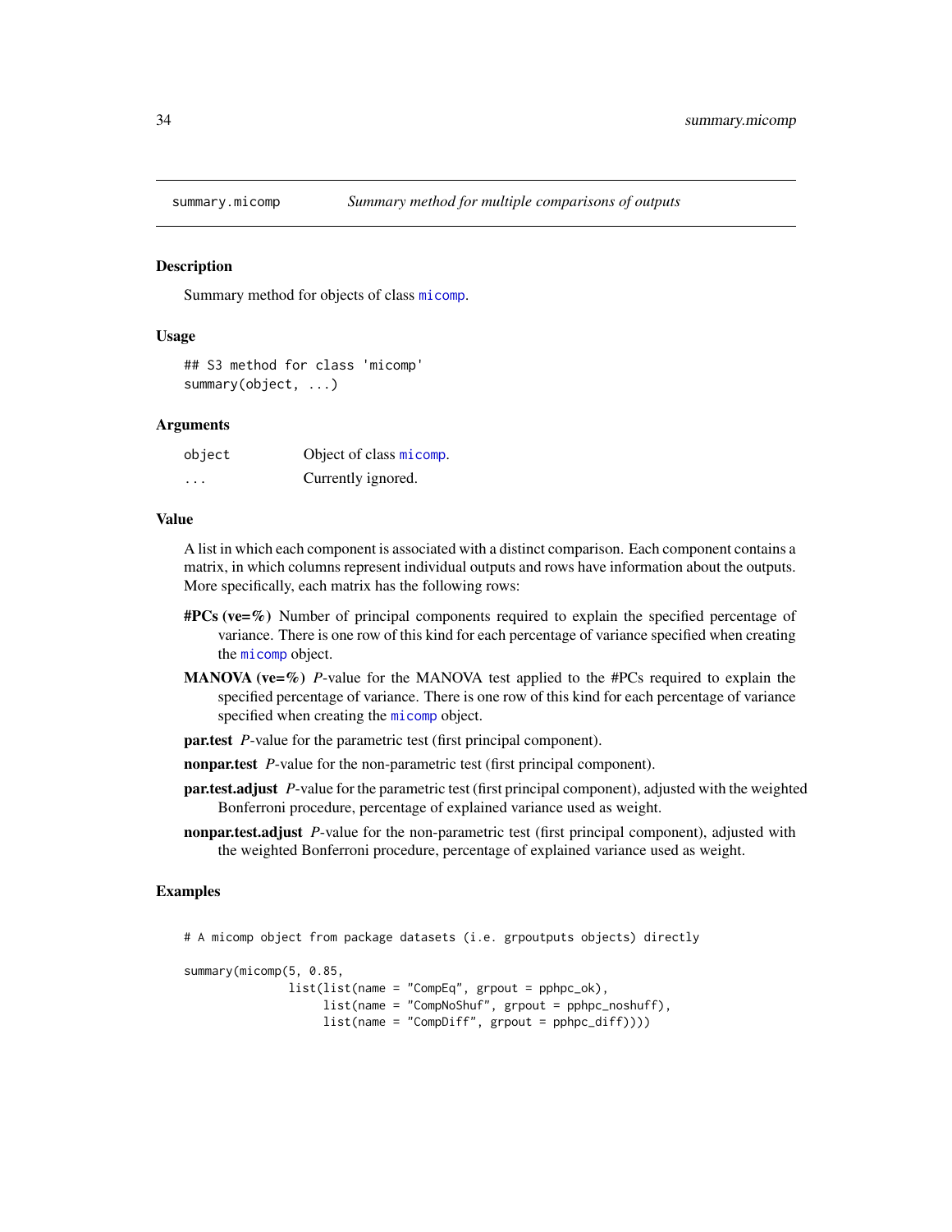## summary.micomp — *Summary method for multiple comparisons of outputs*

### Description

Summary method for objects of class `micomp`.

### Usage

```
## S3 method for class 'micomp'
summary(object, ...)
```

### Arguments

| | |
|---|---|
| `object` | Object of class `micomp`. |
| `...` | Currently ignored. |

### Value

A list in which each component is associated with a distinct comparison. Each component contains a matrix, in which columns represent individual outputs and rows have information about the outputs. More specifically, each matrix has the following rows:

**#PCs (ve=%)** Number of principal components required to explain the specified percentage of variance. There is one row of this kind for each percentage of variance specified when creating the `micomp` object.

**MANOVA (ve=%)** *P*-value for the MANOVA test applied to the #PCs required to explain the specified percentage of variance. There is one row of this kind for each percentage of variance specified when creating the `micomp` object.

**par.test** *P*-value for the parametric test (first principal component).

**nonpar.test** *P*-value for the non-parametric test (first principal component).

**par.test.adjust** *P*-value for the parametric test (first principal component), adjusted with the weighted Bonferroni procedure, percentage of explained variance used as weight.

**nonpar.test.adjust** *P*-value for the non-parametric test (first principal component), adjusted with the weighted Bonferroni procedure, percentage of explained variance used as weight.

### Examples

```
# A micomp object from package datasets (i.e. grpoutputs objects) directly

summary(micomp(5, 0.85,
               list(list(name = "CompEq", grpout = pphpc_ok),
                    list(name = "CompNoShuf", grpout = pphpc_noshuff),
                    list(name = "CompDiff", grpout = pphpc_diff))))
```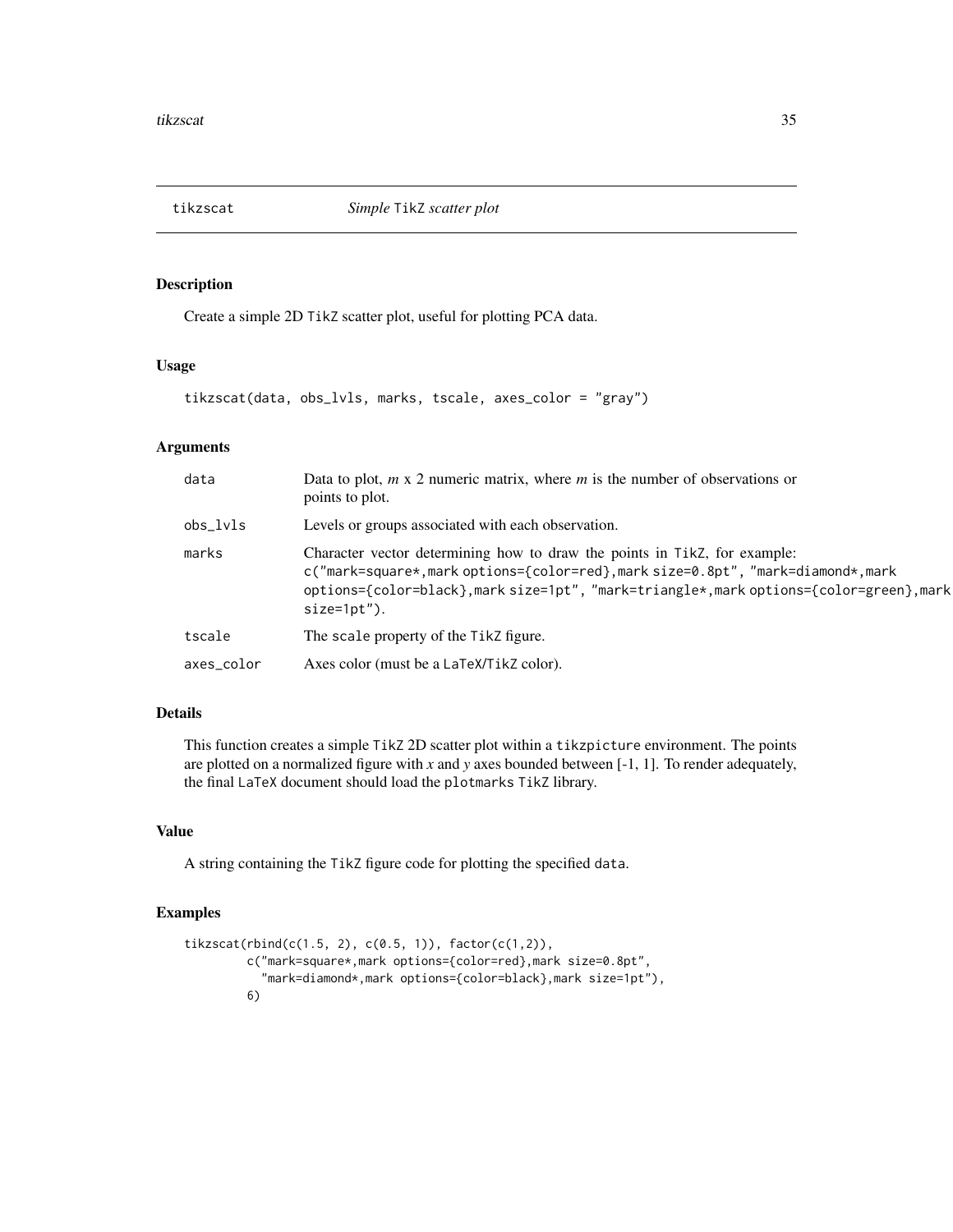## tikzscat — *Simple* TikZ *scatter plot*

### Description

Create a simple 2D TikZ scatter plot, useful for plotting PCA data.

### Usage

```
tikzscat(data, obs_lvls, marks, tscale, axes_color = "gray")
```

### Arguments

| Argument | Description |
|---|---|
| `data` | Data to plot, *m* x 2 numeric matrix, where *m* is the number of observations or points to plot. |
| `obs_lvls` | Levels or groups associated with each observation. |
| `marks` | Character vector determining how to draw the points in `TikZ`, for example: `c("mark=square*,mark options={color=red},mark size=0.8pt", "mark=diamond*,mark options={color=black},mark size=1pt", "mark=triangle*,mark options={color=green},mark size=1pt")`. |
| `tscale` | The `scale` property of the `TikZ` figure. |
| `axes_color` | Axes color (must be a `LaTeX`/`TikZ` color). |

### Details

This function creates a simple `TikZ` 2D scatter plot within a `tikzpicture` environment. The points are plotted on a normalized figure with *x* and *y* axes bounded between [-1, 1]. To render adequately, the final `LaTeX` document should load the `plotmarks` `TikZ` library.

### Value

A string containing the `TikZ` figure code for plotting the specified `data`.

### Examples

```
tikzscat(rbind(c(1.5, 2), c(0.5, 1)), factor(c(1,2)),
         c("mark=square*,mark options={color=red},mark size=0.8pt",
           "mark=diamond*,mark options={color=black},mark size=1pt"),
         6)
```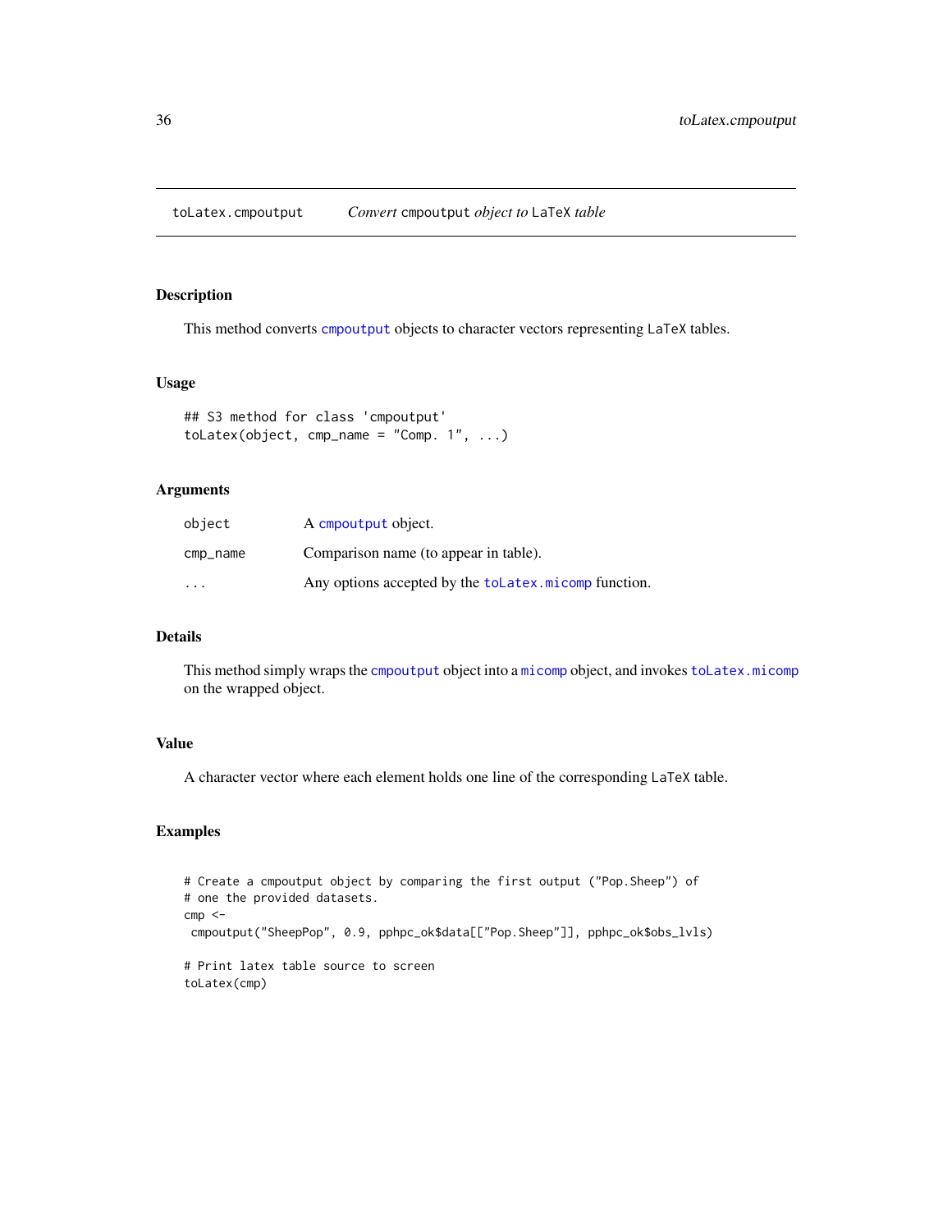## toLatex.cmpoutput — *Convert* `cmpoutput` *object to* LaTeX *table*

### Description

This method converts `cmpoutput` objects to character vectors representing LaTeX tables.

### Usage

```
## S3 method for class 'cmpoutput'
toLatex(object, cmp_name = "Comp. 1", ...)
```

### Arguments

| | |
|---|---|
| `object` | A `cmpoutput` object. |
| `cmp_name` | Comparison name (to appear in table). |
| `...` | Any options accepted by the `toLatex.micomp` function. |

### Details

This method simply wraps the `cmpoutput` object into a `micomp` object, and invokes `toLatex.micomp` on the wrapped object.

### Value

A character vector where each element holds one line of the corresponding LaTeX table.

### Examples

```
# Create a cmpoutput object by comparing the first output ("Pop.Sheep") of
# one the provided datasets.
cmp <-
 cmpoutput("SheepPop", 0.9, pphpc_ok$data[["Pop.Sheep"]], pphpc_ok$obs_lvls)

# Print latex table source to screen
toLatex(cmp)
```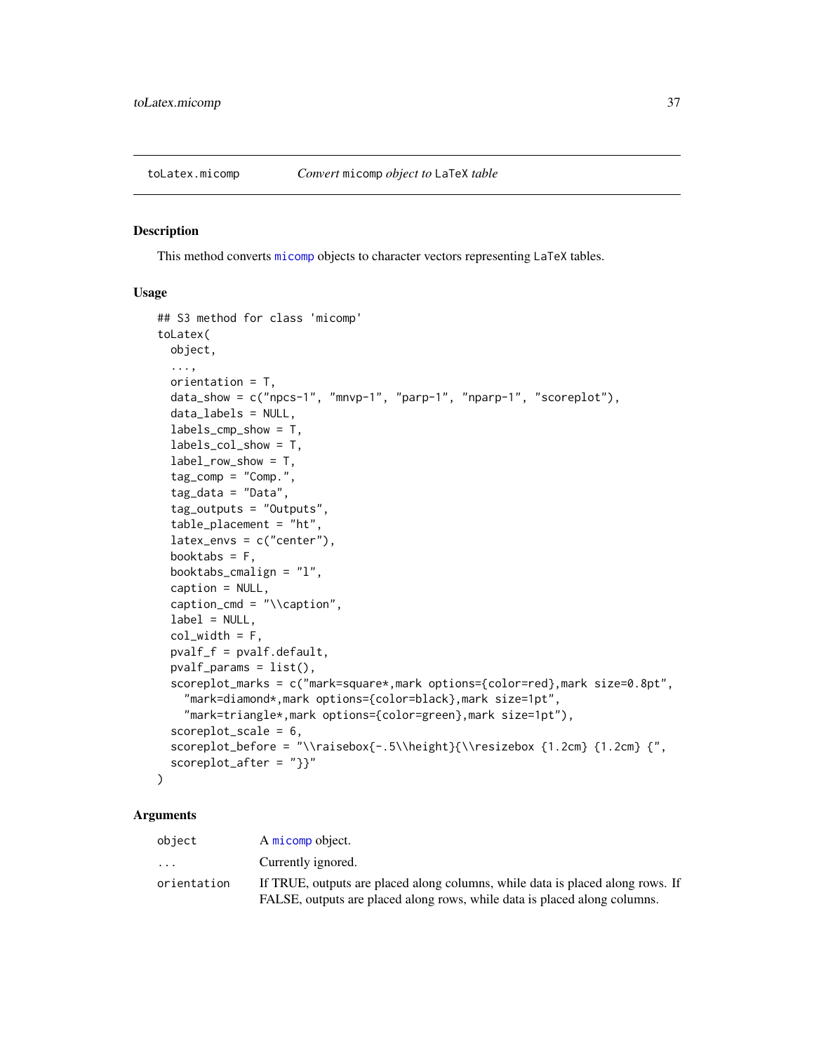# toLatex.micomp    *Convert* micomp *object to* LaTeX *table*

## Description

This method converts micomp objects to character vectors representing LaTeX tables.

## Usage

```
## S3 method for class 'micomp'
toLatex(
  object,
  ...,
  orientation = T,
  data_show = c("npcs-1", "mnvp-1", "parp-1", "nparp-1", "scoreplot"),
  data_labels = NULL,
  labels_cmp_show = T,
  labels_col_show = T,
  label_row_show = T,
  tag_comp = "Comp.",
  tag_data = "Data",
  tag_outputs = "Outputs",
  table_placement = "ht",
  latex_envs = c("center"),
  booktabs = F,
  booktabs_cmalign = "l",
  caption = NULL,
  caption_cmd = "\\caption",
  label = NULL,
  col_width = F,
  pvalf_f = pvalf.default,
  pvalf_params = list(),
  scoreplot_marks = c("mark=square*,mark options={color=red},mark size=0.8pt",
    "mark=diamond*,mark options={color=black},mark size=1pt",
    "mark=triangle*,mark options={color=green},mark size=1pt"),
  scoreplot_scale = 6,
  scoreplot_before = "\\raisebox{-.5\\height}{\\resizebox {1.2cm} {1.2cm} {",
  scoreplot_after = "}}"
)
```

## Arguments

| | |
|---|---|
| `object` | A micomp object. |
| `...` | Currently ignored. |
| `orientation` | If TRUE, outputs are placed along columns, while data is placed along rows. If FALSE, outputs are placed along rows, while data is placed along columns. |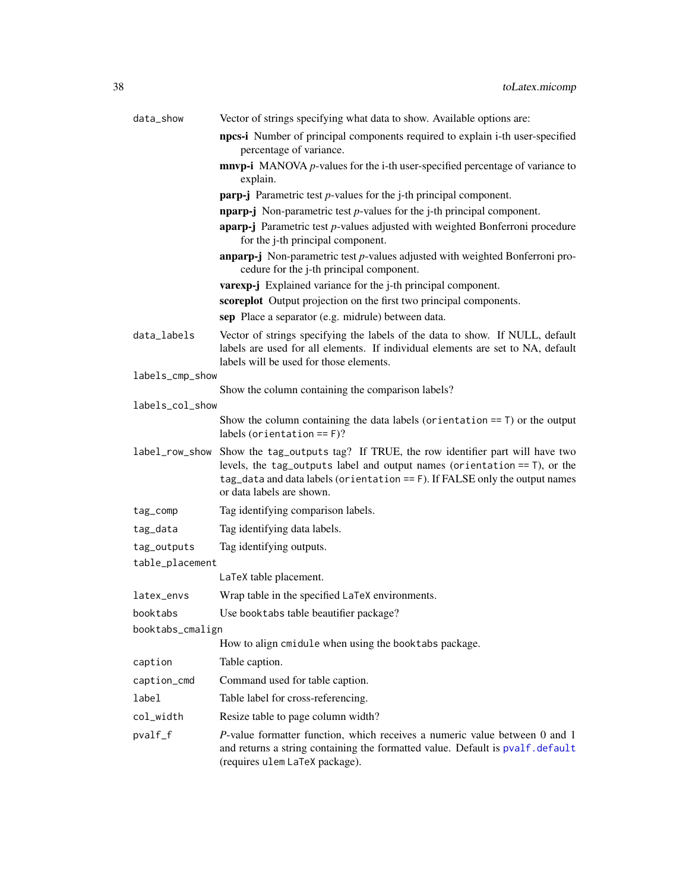`data_show`
: Vector of strings specifying what data to show. Available options are:

  - **npcs-i** Number of principal components required to explain i-th user-specified percentage of variance.
  - **mnvp-i** MANOVA *p*-values for the i-th user-specified percentage of variance to explain.
  - **parp-j** Parametric test *p*-values for the j-th principal component.
  - **nparp-j** Non-parametric test *p*-values for the j-th principal component.
  - **aparp-j** Parametric test *p*-values adjusted with weighted Bonferroni procedure for the j-th principal component.
  - **anparp-j** Non-parametric test *p*-values adjusted with weighted Bonferroni procedure for the j-th principal component.
  - **varexp-j** Explained variance for the j-th principal component.
  - **scoreplot** Output projection on the first two principal components.
  - **sep** Place a separator (e.g. midrule) between data.

`data_labels`
: Vector of strings specifying the labels of the data to show. If NULL, default labels are used for all elements. If individual elements are set to NA, default labels will be used for those elements.

`labels_cmp_show`
: Show the column containing the comparison labels?

`labels_col_show`
: Show the column containing the data labels (`orientation == T`) or the output labels (`orientation == F`)?

`label_row_show`
: Show the `tag_outputs` tag? If TRUE, the row identifier part will have two levels, the `tag_outputs` label and output names (`orientation == T`), or the `tag_data` and data labels (`orientation == F`). If FALSE only the output names or data labels are shown.

`tag_comp`
: Tag identifying comparison labels.

`tag_data`
: Tag identifying data labels.

`tag_outputs`
: Tag identifying outputs.

`table_placement`
: `LaTeX` table placement.

`latex_envs`
: Wrap table in the specified `LaTeX` environments.

`booktabs`
: Use `booktabs` table beautifier package?

`booktabs_cmalign`
: How to align `cmidule` when using the `booktabs` package.

`caption`
: Table caption.

`caption_cmd`
: Command used for table caption.

`label`
: Table label for cross-referencing.

`col_width`
: Resize table to page column width?

`pvalf_f`
: *P*-value formatter function, which receives a numeric value between 0 and 1 and returns a string containing the formatted value. Default is `pvalf.default` (requires `ulem` `LaTeX` package).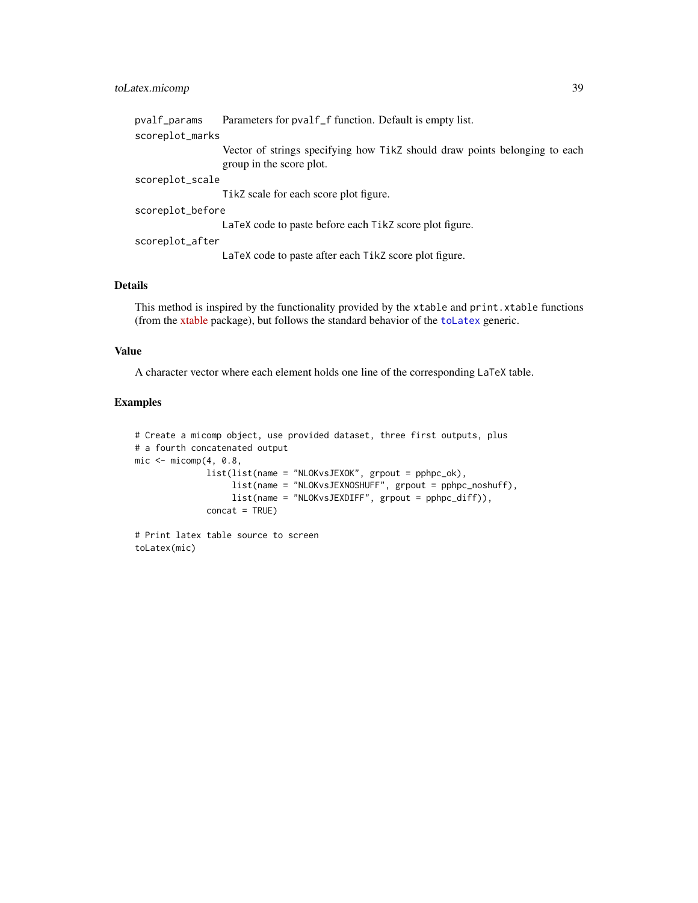pvalf_params
: Parameters for pvalf_f function. Default is empty list.

scoreplot_marks
: Vector of strings specifying how TikZ should draw points belonging to each group in the score plot.

scoreplot_scale
: TikZ scale for each score plot figure.

scoreplot_before
: LaTeX code to paste before each TikZ score plot figure.

scoreplot_after
: LaTeX code to paste after each TikZ score plot figure.

## Details

This method is inspired by the functionality provided by the xtable and print.xtable functions (from the xtable package), but follows the standard behavior of the toLatex generic.

## Value

A character vector where each element holds one line of the corresponding LaTeX table.

## Examples

```
# Create a micomp object, use provided dataset, three first outputs, plus
# a fourth concatenated output
mic <- micomp(4, 0.8,
              list(list(name = "NLOKvsJEXOK", grpout = pphpc_ok),
                   list(name = "NLOKvsJEXNOSHUFF", grpout = pphpc_noshuff),
                   list(name = "NLOKvsJEXDIFF", grpout = pphpc_diff)),
              concat = TRUE)

# Print latex table source to screen
toLatex(mic)
```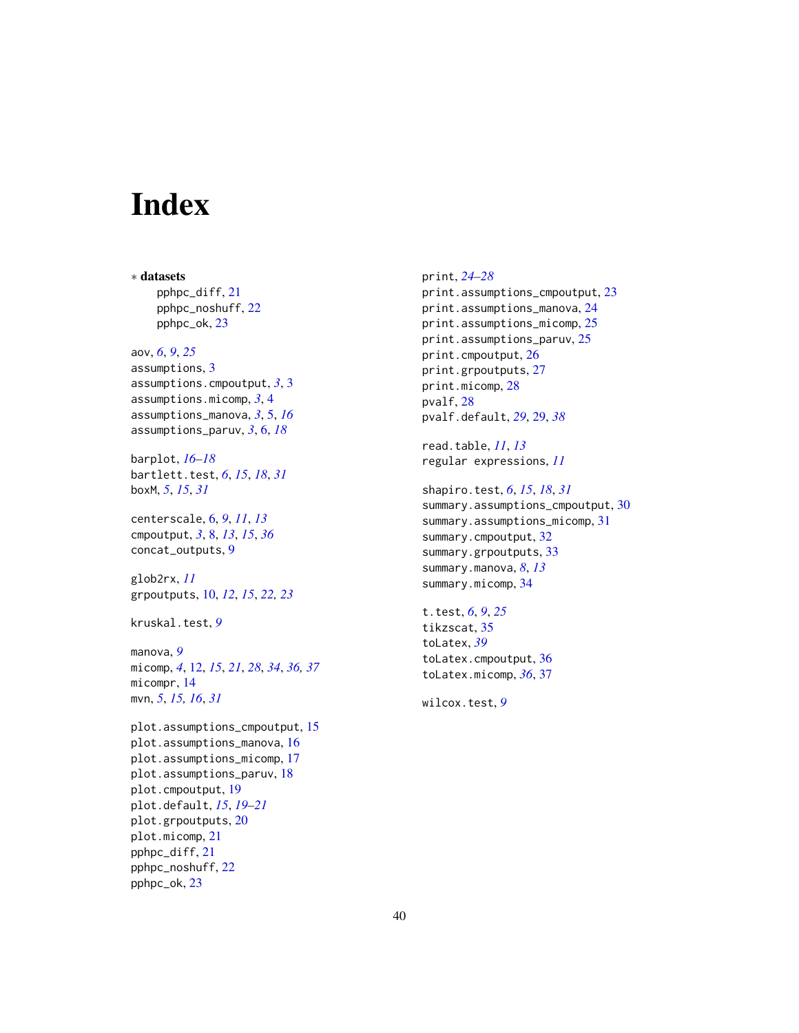# Index

∗ **datasets**
- pphpc_diff, 21
- pphpc_noshuff, 22
- pphpc_ok, 23

aov, *6*, *9*, *25*
assumptions, 3
assumptions.cmpoutput, *3*, 3
assumptions.micomp, *3*, 4
assumptions_manova, *3*, 5, *16*
assumptions_paruv, *3*, 6, *18*

barplot, *16–18*
bartlett.test, *6*, *15*, *18*, *31*
boxM, *5*, *15*, *31*

centerscale, 6, *9*, *11*, *13*
cmpoutput, *3*, 8, *13*, *15*, *36*
concat_outputs, 9

glob2rx, *11*
grpoutputs, 10, *12*, *15*, *22*, *23*

kruskal.test, *9*

manova, *9*
micomp, *4*, 12, *15*, *21*, *28*, *34*, *36*, *37*
micompr, 14
mvn, *5*, *15*, *16*, *31*

plot.assumptions_cmpoutput, 15
plot.assumptions_manova, 16
plot.assumptions_micomp, 17
plot.assumptions_paruv, 18
plot.cmpoutput, 19
plot.default, *15*, *19–21*
plot.grpoutputs, 20
plot.micomp, 21
pphpc_diff, 21
pphpc_noshuff, 22
pphpc_ok, 23
print, *24–28*
print.assumptions_cmpoutput, 23
print.assumptions_manova, 24
print.assumptions_micomp, 25
print.assumptions_paruv, 25
print.cmpoutput, 26
print.grpoutputs, 27
print.micomp, 28
pvalf, 28
pvalf.default, *29*, 29, *38*

read.table, *11*, *13*
regular expressions, *11*

shapiro.test, *6*, *15*, *18*, *31*
summary.assumptions_cmpoutput, 30
summary.assumptions_micomp, 31
summary.cmpoutput, 32
summary.grpoutputs, 33
summary.manova, *8*, *13*
summary.micomp, 34

t.test, *6*, *9*, *25*
tikzscat, 35
toLatex, *39*
toLatex.cmpoutput, 36
toLatex.micomp, *36*, 37

wilcox.test, *9*